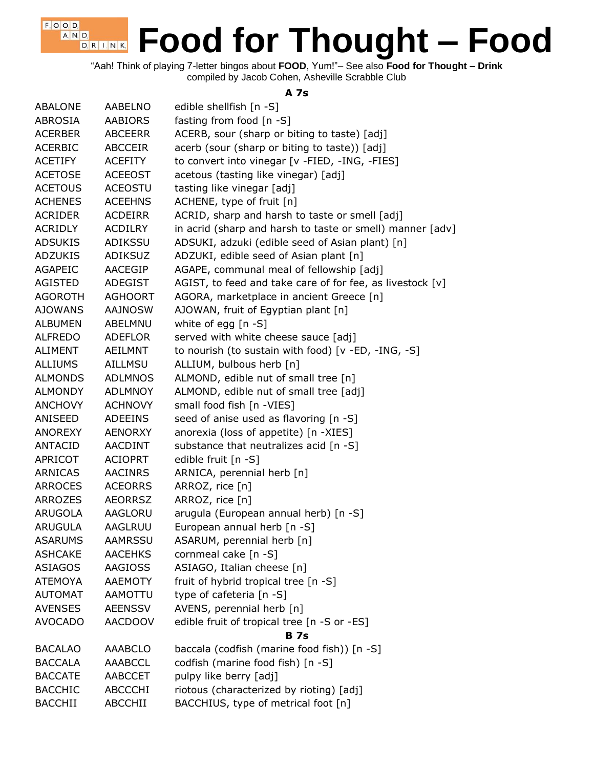# Food for Thought – Food

"Aah! Think of playing 7-letter bingos about **FOOD**, Yum!"– See also **Food for Thought – Drink**
compiled by Jacob Cohen, Asheville Scrabble Club

### A 7s

| | | |
|---|---|---|
| ABALONE | AABELNO | edible shellfish [n -S] |
| ABROSIA | AABIORS | fasting from food [n -S] |
| ACERBER | ABCEERR | ACERB, sour (sharp or biting to taste) [adj] |
| ACERBIC | ABCCEIR | acerb (sour (sharp or biting to taste)) [adj] |
| ACETIFY | ACEFITY | to convert into vinegar [v -FIED, -ING, -FIES] |
| ACETOSE | ACEEOST | acetous (tasting like vinegar) [adj] |
| ACETOUS | ACEOSTU | tasting like vinegar [adj] |
| ACHENES | ACEEHNS | ACHENE, type of fruit [n] |
| ACRIDER | ACDEIRR | ACRID, sharp and harsh to taste or smell [adj] |
| ACRIDLY | ACDILRY | in acrid (sharp and harsh to taste or smell) manner [adv] |
| ADSUKIS | ADIKSSU | ADSUKI, adzuki (edible seed of Asian plant) [n] |
| ADZUKIS | ADIKSUZ | ADZUKI, edible seed of Asian plant [n] |
| AGAPEIC | AACEGIP | AGAPE, communal meal of fellowship [adj] |
| AGISTED | ADEGIST | AGIST, to feed and take care of for fee, as livestock [v] |
| AGOROTH | AGHOORT | AGORA, marketplace in ancient Greece [n] |
| AJOWANS | AAJNOSW | AJOWAN, fruit of Egyptian plant [n] |
| ALBUMEN | ABELMNU | white of egg [n -S] |
| ALFREDO | ADEFLOR | served with white cheese sauce [adj] |
| ALIMENT | AEILMNT | to nourish (to sustain with food) [v -ED, -ING, -S] |
| ALLIUMS | AILLMSU | ALLIUM, bulbous herb [n] |
| ALMONDS | ADLMNOS | ALMOND, edible nut of small tree [n] |
| ALMONDY | ADLMNOY | ALMOND, edible nut of small tree [adj] |
| ANCHOVY | ACHNOVY | small food fish [n -VIES] |
| ANISEED | ADEEINS | seed of anise used as flavoring [n -S] |
| ANOREXY | AENORXY | anorexia (loss of appetite) [n -XIES] |
| ANTACID | AACDINT | substance that neutralizes acid [n -S] |
| APRICOT | ACIOPRT | edible fruit [n -S] |
| ARNICAS | AACINRS | ARNICA, perennial herb [n] |
| ARROCES | ACEORRS | ARROZ, rice [n] |
| ARROZES | AEORRSZ | ARROZ, rice [n] |
| ARUGOLA | AAGLORU | arugula (European annual herb) [n -S] |
| ARUGULA | AAGLRUU | European annual herb [n -S] |
| ASARUMS | AAMRSSU | ASARUM, perennial herb [n] |
| ASHCAKE | AACEHKS | cornmeal cake [n -S] |
| ASIAGOS | AAGIOSS | ASIAGO, Italian cheese [n] |
| ATEMOYA | AAEMOTY | fruit of hybrid tropical tree [n -S] |
| AUTOMAT | AAMOTTU | type of cafeteria [n -S] |
| AVENSES | AEENSSV | AVENS, perennial herb [n] |
| AVOCADO | AACDOOV | edible fruit of tropical tree [n -S or -ES] |

### B 7s

| | | |
|---|---|---|
| BACALAO | AAABCLO | baccala (codfish (marine food fish)) [n -S] |
| BACCALA | AAABCCL | codfish (marine food fish) [n -S] |
| BACCATE | AABCCET | pulpy like berry [adj] |
| BACCHIC | ABCCCHI | riotous (characterized by rioting) [adj] |
| BACCHII | ABCCHII | BACCHIUS, type of metrical foot [n] |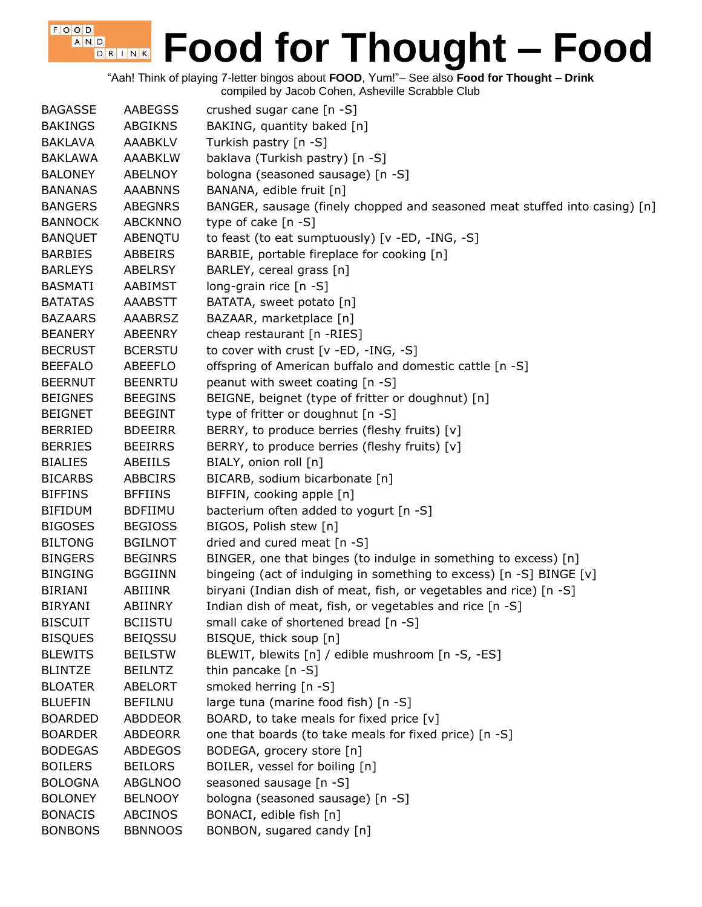# Food for Thought – Food

"Aah! Think of playing 7-letter bingos about **FOOD**, Yum!"– See also **Food for Thought – Drink**
compiled by Jacob Cohen, Asheville Scrabble Club

| | | |
|---|---|---|
| BAGASSE | AABEGSS | crushed sugar cane [n -S] |
| BAKINGS | ABGIKNS | BAKING, quantity baked [n] |
| BAKLAVA | AAABKLV | Turkish pastry [n -S] |
| BAKLAWA | AAABKLW | baklava (Turkish pastry) [n -S] |
| BALONEY | ABELNOY | bologna (seasoned sausage) [n -S] |
| BANANAS | AAABNNS | BANANA, edible fruit [n] |
| BANGERS | ABEGNRS | BANGER, sausage (finely chopped and seasoned meat stuffed into casing) [n] |
| BANNOCK | ABCKNNO | type of cake [n -S] |
| BANQUET | ABENQTU | to feast (to eat sumptuously) [v -ED, -ING, -S] |
| BARBIES | ABBEIRS | BARBIE, portable fireplace for cooking [n] |
| BARLEYS | ABELRSY | BARLEY, cereal grass [n] |
| BASMATI | AABIMST | long-grain rice [n -S] |
| BATATAS | AAABSTT | BATATA, sweet potato [n] |
| BAZAARS | AAABRSZ | BAZAAR, marketplace [n] |
| BEANERY | ABEENRY | cheap restaurant [n -RIES] |
| BECRUST | BCERSTU | to cover with crust [v -ED, -ING, -S] |
| BEEFALO | ABEEFLO | offspring of American buffalo and domestic cattle [n -S] |
| BEERNUT | BEENRTU | peanut with sweet coating [n -S] |
| BEIGNES | BEEGINS | BEIGNE, beignet (type of fritter or doughnut) [n] |
| BEIGNET | BEEGINT | type of fritter or doughnut [n -S] |
| BERRIED | BDEEIRR | BERRY, to produce berries (fleshy fruits) [v] |
| BERRIES | BEEIRRS | BERRY, to produce berries (fleshy fruits) [v] |
| BIALIES | ABEIILS | BIALY, onion roll [n] |
| BICARBS | ABBCIRS | BICARB, sodium bicarbonate [n] |
| BIFFINS | BFFIINS | BIFFIN, cooking apple [n] |
| BIFIDUM | BDFIIMU | bacterium often added to yogurt [n -S] |
| BIGOSES | BEGIOSS | BIGOS, Polish stew [n] |
| BILTONG | BGILNOT | dried and cured meat [n -S] |
| BINGERS | BEGINRS | BINGER, one that binges (to indulge in something to excess) [n] |
| BINGING | BGGIINN | bingeing (act of indulging in something to excess) [n -S] BINGE [v] |
| BIRIANI | ABIIINR | biryani (Indian dish of meat, fish, or vegetables and rice) [n -S] |
| BIRYANI | ABIINRY | Indian dish of meat, fish, or vegetables and rice [n -S] |
| BISCUIT | BCIISTU | small cake of shortened bread [n -S] |
| BISQUES | BEIQSSU | BISQUE, thick soup [n] |
| BLEWITS | BEILSTW | BLEWIT, blewits [n] / edible mushroom [n -S, -ES] |
| BLINTZE | BEILNTZ | thin pancake [n -S] |
| BLOATER | ABELORT | smoked herring [n -S] |
| BLUEFIN | BEFILNU | large tuna (marine food fish) [n -S] |
| BOARDED | ABDDEOR | BOARD, to take meals for fixed price [v] |
| BOARDER | ABDEORR | one that boards (to take meals for fixed price) [n -S] |
| BODEGAS | ABDEGOS | BODEGA, grocery store [n] |
| BOILERS | BEILORS | BOILER, vessel for boiling [n] |
| BOLOGNA | ABGLNOO | seasoned sausage [n -S] |
| BOLONEY | BELNOOY | bologna (seasoned sausage) [n -S] |
| BONACIS | ABCINOS | BONACI, edible fish [n] |
| BONBONS | BBNNOOS | BONBON, sugared candy [n] |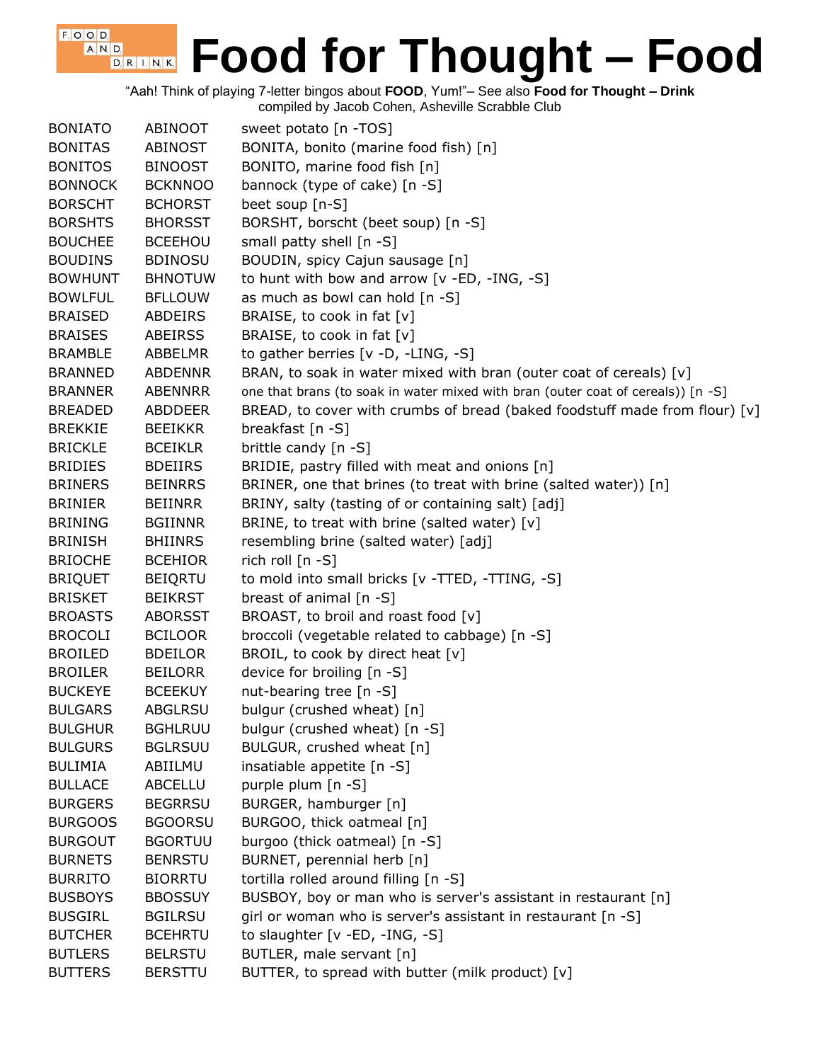# Food for Thought – Food

"Aah! Think of playing 7-letter bingos about **FOOD**, Yum!"– See also **Food for Thought – Drink**
compiled by Jacob Cohen, Asheville Scrabble Club

| Word | Alphagram | Definition |
|---|---|---|
| BONIATO | ABINOOT | sweet potato [n -TOS] |
| BONITAS | ABINOST | BONITA, bonito (marine food fish) [n] |
| BONITOS | BINOOST | BONITO, marine food fish [n] |
| BONNOCK | BCKNNOO | bannock (type of cake) [n -S] |
| BORSCHT | BCHORST | beet soup [n-S] |
| BORSHTS | BHORSST | BORSHT, borscht (beet soup) [n -S] |
| BOUCHEE | BCEEHOU | small patty shell [n -S] |
| BOUDINS | BDINOSU | BOUDIN, spicy Cajun sausage [n] |
| BOWHUNT | BHNOTUW | to hunt with bow and arrow [v -ED, -ING, -S] |
| BOWLFUL | BFLLOUW | as much as bowl can hold [n -S] |
| BRAISED | ABDEIRS | BRAISE, to cook in fat [v] |
| BRAISES | ABEIRSS | BRAISE, to cook in fat [v] |
| BRAMBLE | ABBELMR | to gather berries [v -D, -LING, -S] |
| BRANNED | ABDENNR | BRAN, to soak in water mixed with bran (outer coat of cereals) [v] |
| BRANNER | ABENNRR | one that brans (to soak in water mixed with bran (outer coat of cereals)) [n -S] |
| BREADED | ABDDEER | BREAD, to cover with crumbs of bread (baked foodstuff made from flour) [v] |
| BREKKIE | BEEIKKR | breakfast [n -S] |
| BRICKLE | BCEIKLR | brittle candy [n -S] |
| BRIDIES | BDEIIRS | BRIDIE, pastry filled with meat and onions [n] |
| BRINERS | BEINRRS | BRINER, one that brines (to treat with brine (salted water)) [n] |
| BRINIER | BEIINRR | BRINY, salty (tasting of or containing salt) [adj] |
| BRINING | BGIINNR | BRINE, to treat with brine (salted water) [v] |
| BRINISH | BHIINRS | resembling brine (salted water) [adj] |
| BRIOCHE | BCEHIOR | rich roll [n -S] |
| BRIQUET | BEIQRTU | to mold into small bricks [v -TTED, -TTING, -S] |
| BRISKET | BEIKRST | breast of animal [n -S] |
| BROASTS | ABORSST | BROAST, to broil and roast food [v] |
| BROCOLI | BCILOOR | broccoli (vegetable related to cabbage) [n -S] |
| BROILED | BDEILOR | BROIL, to cook by direct heat [v] |
| BROILER | BEILORR | device for broiling [n -S] |
| BUCKEYE | BCEEKUY | nut-bearing tree [n -S] |
| BULGARS | ABGLRSU | bulgur (crushed wheat) [n] |
| BULGHUR | BGHLRUU | bulgur (crushed wheat) [n -S] |
| BULGURS | BGLRSUU | BULGUR, crushed wheat [n] |
| BULIMIA | ABIILMU | insatiable appetite [n -S] |
| BULLACE | ABCELLU | purple plum [n -S] |
| BURGERS | BEGRRSU | BURGER, hamburger [n] |
| BURGOOS | BGOORSU | BURGOO, thick oatmeal [n] |
| BURGOUT | BGORTUU | burgoo (thick oatmeal) [n -S] |
| BURNETS | BENRSTU | BURNET, perennial herb [n] |
| BURRITO | BIORRTU | tortilla rolled around filling [n -S] |
| BUSBOYS | BBOSSUY | BUSBOY, boy or man who is server's assistant in restaurant [n] |
| BUSGIRL | BGILRSU | girl or woman who is server's assistant in restaurant [n -S] |
| BUTCHER | BCEHRTU | to slaughter [v -ED, -ING, -S] |
| BUTLERS | BELRSTU | BUTLER, male servant [n] |
| BUTTERS | BERSTTU | BUTTER, to spread with butter (milk product) [v] |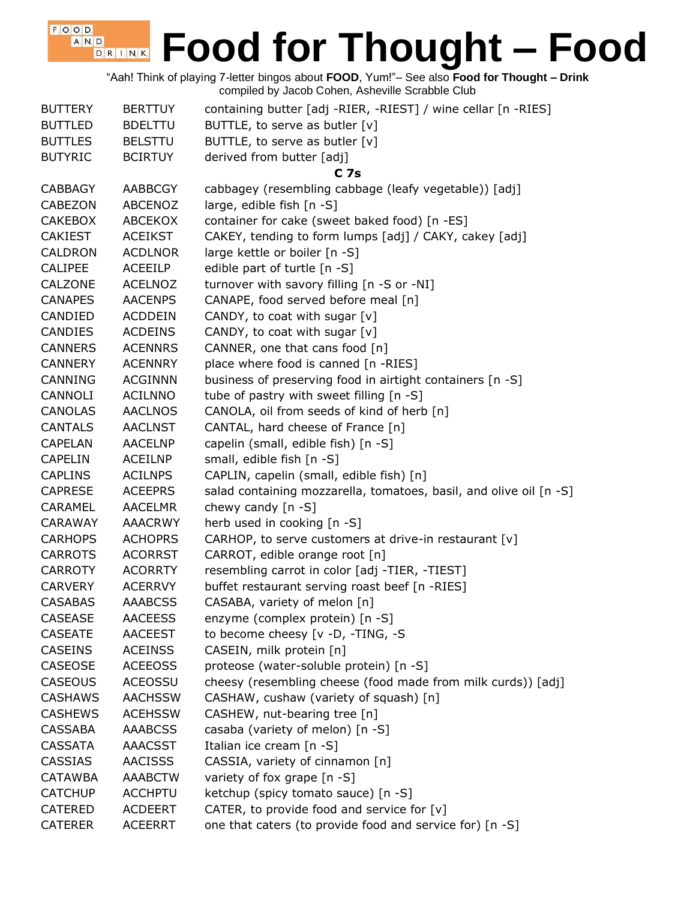# Food for Thought – Food

"Aah! Think of playing 7-letter bingos about **FOOD**, Yum!"– See also **Food for Thought – Drink**
compiled by Jacob Cohen, Asheville Scrabble Club

| | | |
|---|---|---|
| BUTTERY | BERTTUY | containing butter [adj -RIER, -RIEST] / wine cellar [n -RIES] |
| BUTTLED | BDELTTU | BUTTLE, to serve as butler [v] |
| BUTTLES | BELSTTU | BUTTLE, to serve as butler [v] |
| BUTYRIC | BCIRTUY | derived from butter [adj] |
| | | **C 7s** |
| CABBAGY | AABBCGY | cabbagey (resembling cabbage (leafy vegetable)) [adj] |
| CABEZON | ABCENOZ | large, edible fish [n -S] |
| CAKEBOX | ABCEKOX | container for cake (sweet baked food) [n -ES] |
| CAKIEST | ACEIKST | CAKEY, tending to form lumps [adj] / CAKY, cakey [adj] |
| CALDRON | ACDLNOR | large kettle or boiler [n -S] |
| CALIPEE | ACEEILP | edible part of turtle [n -S] |
| CALZONE | ACELNOZ | turnover with savory filling [n -S or -NI] |
| CANAPES | AACENPS | CANAPE, food served before meal [n] |
| CANDIED | ACDDEIN | CANDY, to coat with sugar [v] |
| CANDIES | ACDEINS | CANDY, to coat with sugar [v] |
| CANNERS | ACENNRS | CANNER, one that cans food [n] |
| CANNERY | ACENNRY | place where food is canned [n -RIES] |
| CANNING | ACGINNN | business of preserving food in airtight containers [n -S] |
| CANNOLI | ACILNNO | tube of pastry with sweet filling [n -S] |
| CANOLAS | AACLNOS | CANOLA, oil from seeds of kind of herb [n] |
| CANTALS | AACLNST | CANTAL, hard cheese of France [n] |
| CAPELAN | AACELNP | capelin (small, edible fish) [n -S] |
| CAPELIN | ACEILNP | small, edible fish [n -S] |
| CAPLINS | ACILNPS | CAPLIN, capelin (small, edible fish) [n] |
| CAPRESE | ACEEPRS | salad containing mozzarella, tomatoes, basil, and olive oil [n -S] |
| CARAMEL | AACELMR | chewy candy [n -S] |
| CARAWAY | AAACRWY | herb used in cooking [n -S] |
| CARHOPS | ACHOPRS | CARHOP, to serve customers at drive-in restaurant [v] |
| CARROTS | ACORRST | CARROT, edible orange root [n] |
| CARROTY | ACORRTY | resembling carrot in color [adj -TIER, -TIEST] |
| CARVERY | ACERRVY | buffet restaurant serving roast beef [n -RIES] |
| CASABAS | AAABCSS | CASABA, variety of melon [n] |
| CASEASE | AACEESS | enzyme (complex protein) [n -S] |
| CASEATE | AACEEST | to become cheesy [v -D, -TING, -S |
| CASEINS | ACEINSS | CASEIN, milk protein [n] |
| CASEOSE | ACEEOSS | proteose (water-soluble protein) [n -S] |
| CASEOUS | ACEOSSU | cheesy (resembling cheese (food made from milk curds)) [adj] |
| CASHAWS | AACHSSW | CASHAW, cushaw (variety of squash) [n] |
| CASHEWS | ACEHSSW | CASHEW, nut-bearing tree [n] |
| CASSABA | AAABCSS | casaba (variety of melon) [n -S] |
| CASSATA | AAACSST | Italian ice cream [n -S] |
| CASSIAS | AACISSS | CASSIA, variety of cinnamon [n] |
| CATAWBA | AAABCTW | variety of fox grape [n -S] |
| CATCHUP | ACCHPTU | ketchup (spicy tomato sauce) [n -S] |
| CATERED | ACDEERT | CATER, to provide food and service for [v] |
| CATERER | ACEERRT | one that caters (to provide food and service for) [n -S] |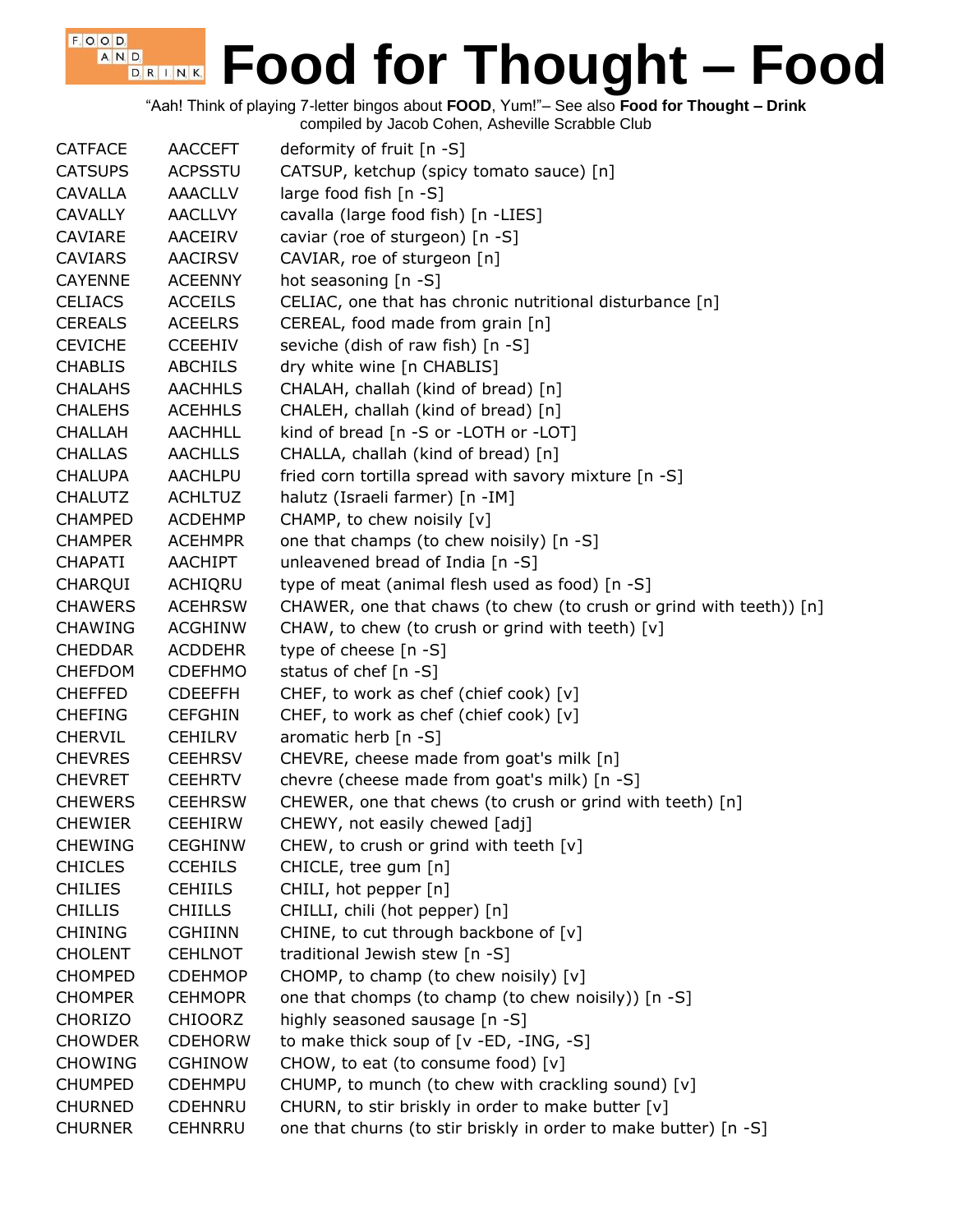# Food for Thought – Food

"Aah! Think of playing 7-letter bingos about **FOOD**, Yum!"– See also **Food for Thought – Drink**
compiled by Jacob Cohen, Asheville Scrabble Club

| | | |
|---|---|---|
| CATFACE | AACCEFT | deformity of fruit [n -S] |
| CATSUPS | ACPSSTU | CATSUP, ketchup (spicy tomato sauce) [n] |
| CAVALLA | AAACLLV | large food fish [n -S] |
| CAVALLY | AACLLVY | cavalla (large food fish) [n -LIES] |
| CAVIARE | AACEIRV | caviar (roe of sturgeon) [n -S] |
| CAVIARS | AACIRSV | CAVIAR, roe of sturgeon [n] |
| CAYENNE | ACEENNY | hot seasoning [n -S] |
| CELIACS | ACCEILS | CELIAC, one that has chronic nutritional disturbance [n] |
| CEREALS | ACEELRS | CEREAL, food made from grain [n] |
| CEVICHE | CCEEHIV | seviche (dish of raw fish) [n -S] |
| CHABLIS | ABCHILS | dry white wine [n CHABLIS] |
| CHALAHS | AACHHLS | CHALAH, challah (kind of bread) [n] |
| CHALEHS | ACEHHLS | CHALEH, challah (kind of bread) [n] |
| CHALLAH | AACHHLL | kind of bread [n -S or -LOTH or -LOT] |
| CHALLAS | AACHLLS | CHALLA, challah (kind of bread) [n] |
| CHALUPA | AACHLPU | fried corn tortilla spread with savory mixture [n -S] |
| CHALUTZ | ACHLTUZ | halutz (Israeli farmer) [n -IM] |
| CHAMPED | ACDEHMP | CHAMP, to chew noisily [v] |
| CHAMPER | ACEHMPR | one that champs (to chew noisily) [n -S] |
| CHAPATI | AACHIPT | unleavened bread of India [n -S] |
| CHARQUI | ACHIQRU | type of meat (animal flesh used as food) [n -S] |
| CHAWERS | ACEHRSW | CHAWER, one that chaws (to chew (to crush or grind with teeth)) [n] |
| CHAWING | ACGHINW | CHAW, to chew (to crush or grind with teeth) [v] |
| CHEDDAR | ACDDEHR | type of cheese [n -S] |
| CHEFDOM | CDEFHMO | status of chef [n -S] |
| CHEFFED | CDEEFFH | CHEF, to work as chef (chief cook) [v] |
| CHEFING | CEFGHIN | CHEF, to work as chef (chief cook) [v] |
| CHERVIL | CEHILRV | aromatic herb [n -S] |
| CHEVRES | CEEHRSV | CHEVRE, cheese made from goat's milk [n] |
| CHEVRET | CEEHRTV | chevre (cheese made from goat's milk) [n -S] |
| CHEWERS | CEEHRSW | CHEWER, one that chews (to crush or grind with teeth) [n] |
| CHEWIER | CEEHIRW | CHEWY, not easily chewed [adj] |
| CHEWING | CEGHINW | CHEW, to crush or grind with teeth [v] |
| CHICLES | CCEHILS | CHICLE, tree gum [n] |
| CHILIES | CEHIILS | CHILI, hot pepper [n] |
| CHILLIS | CHIILLS | CHILLI, chili (hot pepper) [n] |
| CHINING | CGHIINN | CHINE, to cut through backbone of [v] |
| CHOLENT | CEHLNOT | traditional Jewish stew [n -S] |
| CHOMPED | CDEHMOP | CHOMP, to champ (to chew noisily) [v] |
| CHOMPER | CEHMOPR | one that chomps (to champ (to chew noisily)) [n -S] |
| CHORIZO | CHIOORZ | highly seasoned sausage [n -S] |
| CHOWDER | CDEHORW | to make thick soup of [v -ED, -ING, -S] |
| CHOWING | CGHINOW | CHOW, to eat (to consume food) [v] |
| CHUMPED | CDEHMPU | CHUMP, to munch (to chew with crackling sound) [v] |
| CHURNED | CDEHNRU | CHURN, to stir briskly in order to make butter [v] |
| CHURNER | CEHNRRU | one that churns (to stir briskly in order to make butter) [n -S] |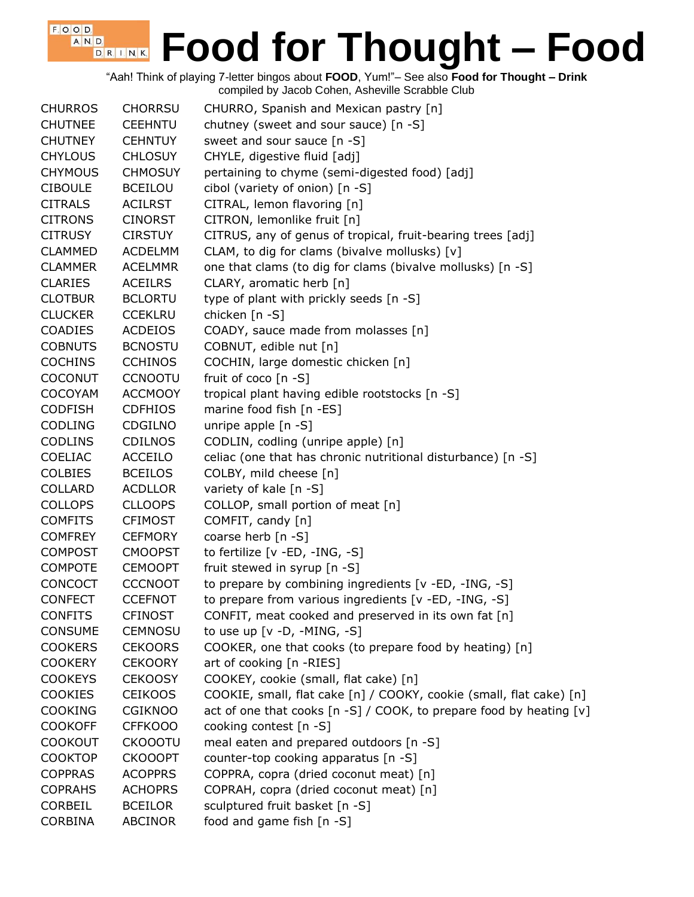# Food for Thought – Food

"Aah! Think of playing 7-letter bingos about **FOOD**, Yum!"– See also **Food for Thought – Drink**
compiled by Jacob Cohen, Asheville Scrabble Club

| | | |
|---|---|---|
| CHURROS | CHORRSU | CHURRO, Spanish and Mexican pastry [n] |
| CHUTNEE | CEEHNTU | chutney (sweet and sour sauce) [n -S] |
| CHUTNEY | CEHNTUY | sweet and sour sauce [n -S] |
| CHYLOUS | CHLOSUY | CHYLE, digestive fluid [adj] |
| CHYMOUS | CHMOSUY | pertaining to chyme (semi-digested food) [adj] |
| CIBOULE | BCEILOU | cibol (variety of onion) [n -S] |
| CITRALS | ACILRST | CITRAL, lemon flavoring [n] |
| CITRONS | CINORST | CITRON, lemonlike fruit [n] |
| CITRUSY | CIRSTUY | CITRUS, any of genus of tropical, fruit-bearing trees [adj] |
| CLAMMED | ACDELMM | CLAM, to dig for clams (bivalve mollusks) [v] |
| CLAMMER | ACELMMR | one that clams (to dig for clams (bivalve mollusks) [n -S] |
| CLARIES | ACEILRS | CLARY, aromatic herb [n] |
| CLOTBUR | BCLORTU | type of plant with prickly seeds [n -S] |
| CLUCKER | CCEKLRU | chicken [n -S] |
| COADIES | ACDEIOS | COADY, sauce made from molasses [n] |
| COBNUTS | BCNOSTU | COBNUT, edible nut [n] |
| COCHINS | CCHINOS | COCHIN, large domestic chicken [n] |
| COCONUT | CCNOOTU | fruit of coco [n -S] |
| COCOYAM | ACCMOOY | tropical plant having edible rootstocks [n -S] |
| CODFISH | CDFHIOS | marine food fish [n -ES] |
| CODLING | CDGILNO | unripe apple [n -S] |
| CODLINS | CDILNOS | CODLIN, codling (unripe apple) [n] |
| COELIAC | ACCEILO | celiac (one that has chronic nutritional disturbance) [n -S] |
| COLBIES | BCEILOS | COLBY, mild cheese [n] |
| COLLARD | ACDLLOR | variety of kale [n -S] |
| COLLOPS | CLLOOPS | COLLOP, small portion of meat [n] |
| COMFITS | CFIMOST | COMFIT, candy [n] |
| COMFREY | CEFMORY | coarse herb [n -S] |
| COMPOST | CMOOPST | to fertilize [v -ED, -ING, -S] |
| COMPOTE | CEMOOPT | fruit stewed in syrup [n -S] |
| CONCOCT | CCCNOOT | to prepare by combining ingredients [v -ED, -ING, -S] |
| CONFECT | CCEFNOT | to prepare from various ingredients [v -ED, -ING, -S] |
| CONFITS | CFINOST | CONFIT, meat cooked and preserved in its own fat [n] |
| CONSUME | CEMNOSU | to use up [v -D, -MING, -S] |
| COOKERS | CEKOORS | COOKER, one that cooks (to prepare food by heating) [n] |
| COOKERY | CEKOORY | art of cooking [n -RIES] |
| COOKEYS | CEKOOSY | COOKEY, cookie (small, flat cake) [n] |
| COOKIES | CEIKOOS | COOKIE, small, flat cake [n] / COOKY, cookie (small, flat cake) [n] |
| COOKING | CGIKNOO | act of one that cooks [n -S] / COOK, to prepare food by heating [v] |
| COOKOFF | CFFKOOO | cooking contest [n -S] |
| COOKOUT | CKOOOTU | meal eaten and prepared outdoors [n -S] |
| COOKTOP | CKOOOPT | counter-top cooking apparatus [n -S] |
| COPPRAS | ACOPPRS | COPPRA, copra (dried coconut meat) [n] |
| COPRAHS | ACHOPRS | COPRAH, copra (dried coconut meat) [n] |
| CORBEIL | BCEILOR | sculptured fruit basket [n -S] |
| CORBINA | ABCINOR | food and game fish [n -S] |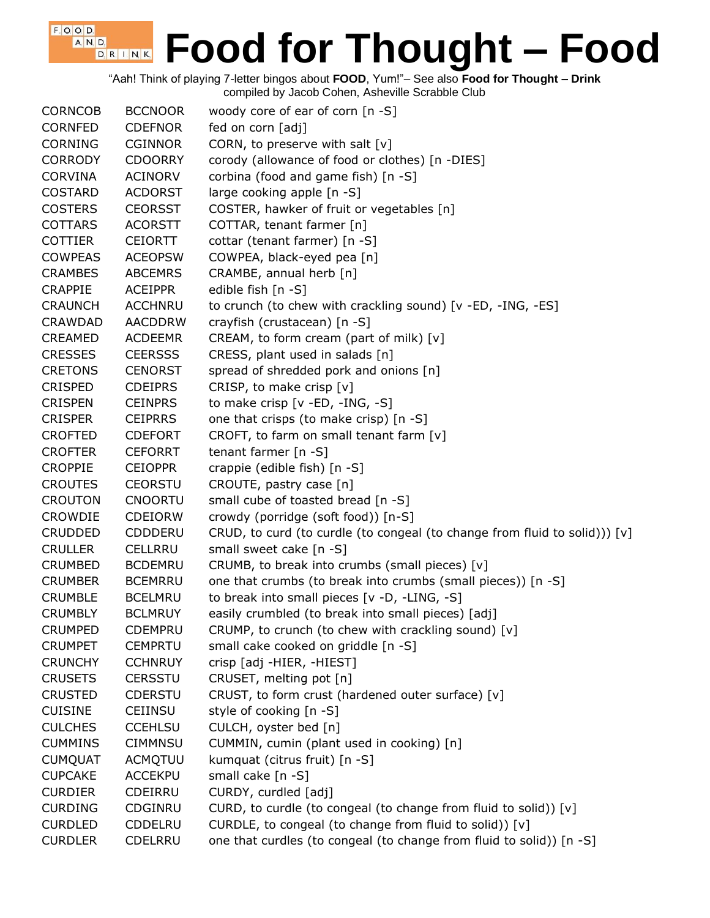# Food for Thought – Food

"Aah! Think of playing 7-letter bingos about **FOOD**, Yum!"– See also **Food for Thought – Drink**
compiled by Jacob Cohen, Asheville Scrabble Club

| | | |
|---|---|---|
| CORNCOB | BCCNOOR | woody core of ear of corn [n -S] |
| CORNFED | CDEFNOR | fed on corn [adj] |
| CORNING | CGINNOR | CORN, to preserve with salt [v] |
| CORRODY | CDOORRY | corody (allowance of food or clothes) [n -DIES] |
| CORVINA | ACINORV | corbina (food and game fish) [n -S] |
| COSTARD | ACDORST | large cooking apple [n -S] |
| COSTERS | CEORSST | COSTER, hawker of fruit or vegetables [n] |
| COTTARS | ACORSTT | COTTAR, tenant farmer [n] |
| COTTIER | CEIORTT | cottar (tenant farmer) [n -S] |
| COWPEAS | ACEOPSW | COWPEA, black-eyed pea [n] |
| CRAMBES | ABCEMRS | CRAMBE, annual herb [n] |
| CRAPPIE | ACEIPPR | edible fish [n -S] |
| CRAUNCH | ACCHNRU | to crunch (to chew with crackling sound) [v -ED, -ING, -ES] |
| CRAWDAD | AACDDRW | crayfish (crustacean) [n -S] |
| CREAMED | ACDEEMR | CREAM, to form cream (part of milk) [v] |
| CRESSES | CEERSSS | CRESS, plant used in salads [n] |
| CRETONS | CENORST | spread of shredded pork and onions [n] |
| CRISPED | CDEIPRS | CRISP, to make crisp [v] |
| CRISPEN | CEINPRS | to make crisp [v -ED, -ING, -S] |
| CRISPER | CEIPRRS | one that crisps (to make crisp) [n -S] |
| CROFTED | CDEFORT | CROFT, to farm on small tenant farm [v] |
| CROFTER | CEFORRT | tenant farmer [n -S] |
| CROPPIE | CEIOPPR | crappie (edible fish) [n -S] |
| CROUTES | CEORSTU | CROUTE, pastry case [n] |
| CROUTON | CNOORTU | small cube of toasted bread [n -S] |
| CROWDIE | CDEIORW | crowdy (porridge (soft food)) [n-S] |
| CRUDDED | CDDDERU | CRUD, to curd (to curdle (to congeal (to change from fluid to solid))) [v] |
| CRULLER | CELLRRU | small sweet cake [n -S] |
| CRUMBED | BCDEMRU | CRUMB, to break into crumbs (small pieces) [v] |
| CRUMBER | BCEMRRU | one that crumbs (to break into crumbs (small pieces)) [n -S] |
| CRUMBLE | BCELMRU | to break into small pieces [v -D, -LING, -S] |
| CRUMBLY | BCLMRUY | easily crumbled (to break into small pieces) [adj] |
| CRUMPED | CDEMPRU | CRUMP, to crunch (to chew with crackling sound) [v] |
| CRUMPET | CEMPRTU | small cake cooked on griddle [n -S] |
| CRUNCHY | CCHNRUY | crisp [adj -HIER, -HIEST] |
| CRUSETS | CERSSTU | CRUSET, melting pot [n] |
| CRUSTED | CDERSTU | CRUST, to form crust (hardened outer surface) [v] |
| CUISINE | CEIINSU | style of cooking [n -S] |
| CULCHES | CCEHLSU | CULCH, oyster bed [n] |
| CUMMINS | CIMMNSU | CUMMIN, cumin (plant used in cooking) [n] |
| CUMQUAT | ACMQTUU | kumquat (citrus fruit) [n -S] |
| CUPCAKE | ACCEKPU | small cake [n -S] |
| CURDIER | CDEIRRU | CURDY, curdled [adj] |
| CURDING | CDGINRU | CURD, to curdle (to congeal (to change from fluid to solid)) [v] |
| CURDLED | CDDELRU | CURDLE, to congeal (to change from fluid to solid)) [v] |
| CURDLER | CDELRRU | one that curdles (to congeal (to change from fluid to solid)) [n -S] |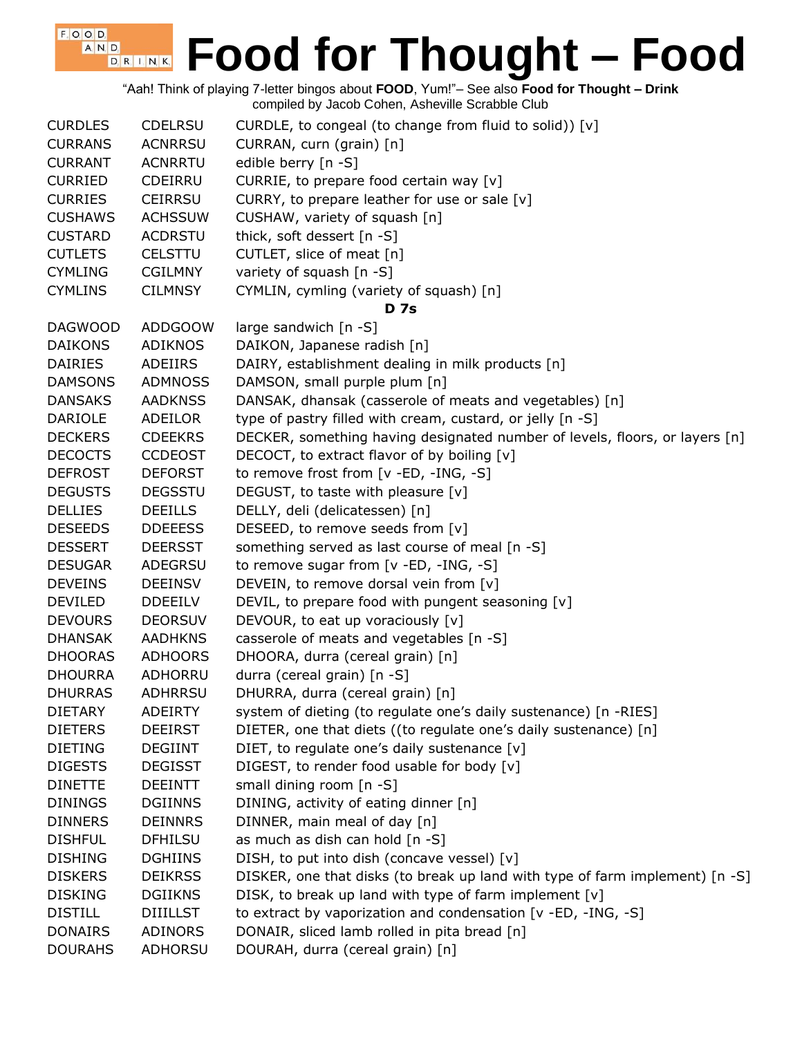# Food for Thought – Food

"Aah! Think of playing 7-letter bingos about **FOOD**, Yum!"– See also **Food for Thought – Drink**
compiled by Jacob Cohen, Asheville Scrabble Club

| | | |
|---|---|---|
| CURDLES | CDELRSU | CURDLE, to congeal (to change from fluid to solid)) [v] |
| CURRANS | ACNRRSU | CURRAN, curn (grain) [n] |
| CURRANT | ACNRRTU | edible berry [n -S] |
| CURRIED | CDEIRRU | CURRIE, to prepare food certain way [v] |
| CURRIES | CEIRRSU | CURRY, to prepare leather for use or sale [v] |
| CUSHAWS | ACHSSUW | CUSHAW, variety of squash [n] |
| CUSTARD | ACDRSTU | thick, soft dessert [n -S] |
| CUTLETS | CELSTTU | CUTLET, slice of meat [n] |
| CYMLING | CGILMNY | variety of squash [n -S] |
| CYMLINS | CILMNSY | CYMLIN, cymling (variety of squash) [n] |

**D 7s**

| | | |
|---|---|---|
| DAGWOOD | ADDGOOW | large sandwich [n -S] |
| DAIKONS | ADIKNOS | DAIKON, Japanese radish [n] |
| DAIRIES | ADEIIRS | DAIRY, establishment dealing in milk products [n] |
| DAMSONS | ADMNOSS | DAMSON, small purple plum [n] |
| DANSAKS | AADKNSS | DANSAK, dhansak (casserole of meats and vegetables) [n] |
| DARIOLE | ADEILOR | type of pastry filled with cream, custard, or jelly [n -S] |
| DECKERS | CDEEKRS | DECKER, something having designated number of levels, floors, or layers [n] |
| DECOCTS | CCDEOST | DECOCT, to extract flavor of by boiling [v] |
| DEFROST | DEFORST | to remove frost from [v -ED, -ING, -S] |
| DEGUSTS | DEGSSTU | DEGUST, to taste with pleasure [v] |
| DELLIES | DEEILLS | DELLY, deli (delicatessen) [n] |
| DESEEDS | DDEEESS | DESEED, to remove seeds from [v] |
| DESSERT | DEERSST | something served as last course of meal [n -S] |
| DESUGAR | ADEGRSU | to remove sugar from [v -ED, -ING, -S] |
| DEVEINS | DEEINSV | DEVEIN, to remove dorsal vein from [v] |
| DEVILED | DDEEILV | DEVIL, to prepare food with pungent seasoning [v] |
| DEVOURS | DEORSUV | DEVOUR, to eat up voraciously [v] |
| DHANSAK | AADHKNS | casserole of meats and vegetables [n -S] |
| DHOORAS | ADHOORS | DHOORA, durra (cereal grain) [n] |
| DHOURRA | ADHORRU | durra (cereal grain) [n -S] |
| DHURRAS | ADHRRSU | DHURRA, durra (cereal grain) [n] |
| DIETARY | ADEIRTY | system of dieting (to regulate one's daily sustenance) [n -RIES] |
| DIETERS | DEEIRST | DIETER, one that diets ((to regulate one's daily sustenance) [n] |
| DIETING | DEGIINT | DIET, to regulate one's daily sustenance [v] |
| DIGESTS | DEGISST | DIGEST, to render food usable for body [v] |
| DINETTE | DEEINTT | small dining room [n -S] |
| DININGS | DGIINNS | DINING, activity of eating dinner [n] |
| DINNERS | DEINNRS | DINNER, main meal of day [n] |
| DISHFUL | DFHILSU | as much as dish can hold [n -S] |
| DISHING | DGHIINS | DISH, to put into dish (concave vessel) [v] |
| DISKERS | DEIKRSS | DISKER, one that disks (to break up land with type of farm implement) [n -S] |
| DISKING | DGIIKNS | DISK, to break up land with type of farm implement [v] |
| DISTILL | DIIILLST | to extract by vaporization and condensation [v -ED, -ING, -S] |
| DONAIRS | ADINORS | DONAIR, sliced lamb rolled in pita bread [n] |
| DOURAHS | ADHORSU | DOURAH, durra (cereal grain) [n] |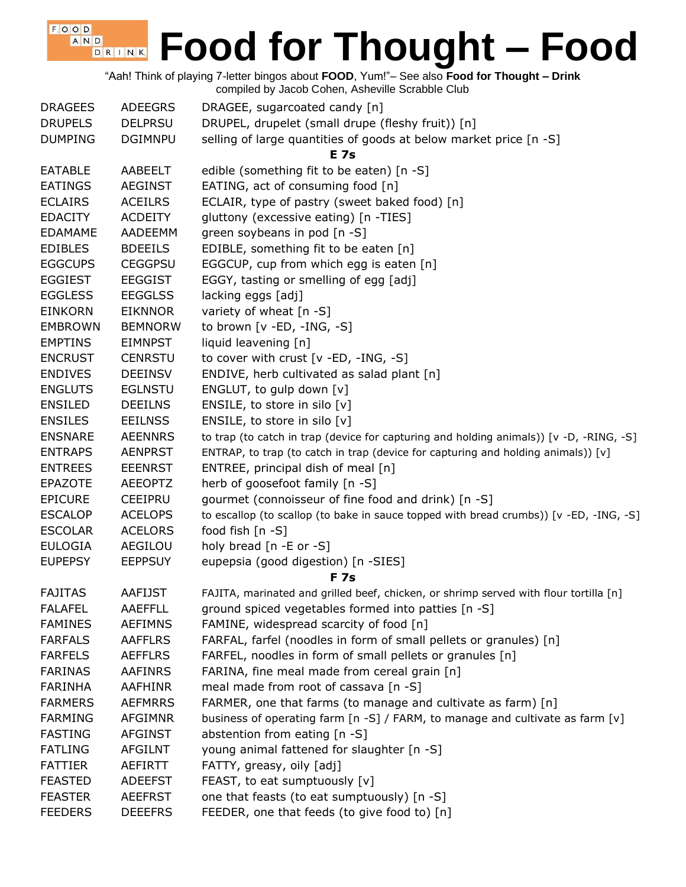# Food for Thought – Food

"Aah! Think of playing 7-letter bingos about **FOOD**, Yum!"– See also **Food for Thought – Drink**
compiled by Jacob Cohen, Asheville Scrabble Club

| | | |
|---|---|---|
| DRAGEES | ADEEGRS | DRAGEE, sugarcoated candy [n] |
| DRUPELS | DELPRSU | DRUPEL, drupelet (small drupe (fleshy fruit)) [n] |
| DUMPING | DGIMNPU | selling of large quantities of goods at below market price [n -S] |
| | | **E 7s** |
| EATABLE | AABEELT | edible (something fit to be eaten) [n -S] |
| EATINGS | AEGINST | EATING, act of consuming food [n] |
| ECLAIRS | ACEILRS | ECLAIR, type of pastry (sweet baked food) [n] |
| EDACITY | ACDEITY | gluttony (excessive eating) [n -TIES] |
| EDAMAME | AADEEMM | green soybeans in pod [n -S] |
| EDIBLES | BDEEILS | EDIBLE, something fit to be eaten [n] |
| EGGCUPS | CEGGPSU | EGGCUP, cup from which egg is eaten [n] |
| EGGIEST | EEGGIST | EGGY, tasting or smelling of egg [adj] |
| EGGLESS | EEGGLSS | lacking eggs [adj] |
| EINKORN | EIKNNOR | variety of wheat [n -S] |
| EMBROWN | BEMNORW | to brown [v -ED, -ING, -S] |
| EMPTINS | EIMNPST | liquid leavening [n] |
| ENCRUST | CENRSTU | to cover with crust [v -ED, -ING, -S] |
| ENDIVES | DEEINSV | ENDIVE, herb cultivated as salad plant [n] |
| ENGLUTS | EGLNSTU | ENGLUT, to gulp down [v] |
| ENSILED | DEEILNS | ENSILE, to store in silo [v] |
| ENSILES | EEILNSS | ENSILE, to store in silo [v] |
| ENSNARE | AEENNRS | to trap (to catch in trap (device for capturing and holding animals)) [v -D, -RING, -S] |
| ENTRAPS | AENPRST | ENTRAP, to trap (to catch in trap (device for capturing and holding animals)) [v] |
| ENTREES | EEENRST | ENTREE, principal dish of meal [n] |
| EPAZOTE | AEEOPTZ | herb of goosefoot family [n -S] |
| EPICURE | CEEIPRU | gourmet (connoisseur of fine food and drink) [n -S] |
| ESCALOP | ACELOPS | to escallop (to scallop (to bake in sauce topped with bread crumbs)) [v -ED, -ING, -S] |
| ESCOLAR | ACELORS | food fish [n -S] |
| EULOGIA | AEGILOU | holy bread [n -E or -S] |
| EUPEPSY | EEPPSUY | eupepsia (good digestion) [n -SIES] |
| | | **F 7s** |
| FAJITAS | AAFIJST | FAJITA, marinated and grilled beef, chicken, or shrimp served with flour tortilla [n] |
| FALAFEL | AAEFFLL | ground spiced vegetables formed into patties [n -S] |
| FAMINES | AEFIMNS | FAMINE, widespread scarcity of food [n] |
| FARFALS | AAFFLRS | FARFAL, farfel (noodles in form of small pellets or granules) [n] |
| FARFELS | AEFFLRS | FARFEL, noodles in form of small pellets or granules [n] |
| FARINAS | AAFINRS | FARINA, fine meal made from cereal grain [n] |
| FARINHA | AAFHINR | meal made from root of cassava [n -S] |
| FARMERS | AEFMRRS | FARMER, one that farms (to manage and cultivate as farm) [n] |
| FARMING | AFGIMNR | business of operating farm [n -S] / FARM, to manage and cultivate as farm [v] |
| FASTING | AFGINST | abstention from eating [n -S] |
| FATLING | AFGILNT | young animal fattened for slaughter [n -S] |
| FATTIER | AEFIRTT | FATTY, greasy, oily [adj] |
| FEASTED | ADEEFST | FEAST, to eat sumptuously [v] |
| FEASTER | AEEFRST | one that feasts (to eat sumptuously) [n -S] |
| FEEDERS | DEEEFRS | FEEDER, one that feeds (to give food to) [n] |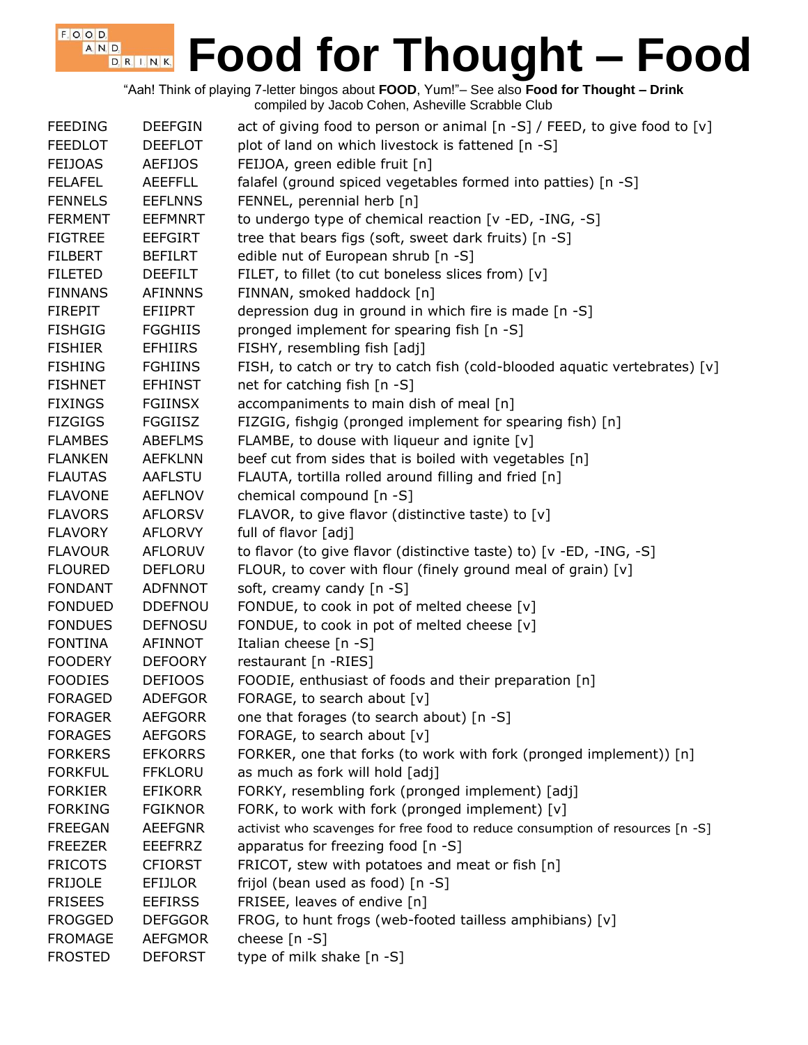# Food for Thought – Food

"Aah! Think of playing 7-letter bingos about **FOOD**, Yum!"– See also **Food for Thought – Drink**
compiled by Jacob Cohen, Asheville Scrabble Club

| | | |
|---|---|---|
| FEEDING | DEEFGIN | act of giving food to person or animal [n -S] / FEED, to give food to [v] |
| FEEDLOT | DEEFLOT | plot of land on which livestock is fattened [n -S] |
| FEIJOAS | AEFIJOS | FEIJOA, green edible fruit [n] |
| FELAFEL | AEEFFLL | falafel (ground spiced vegetables formed into patties) [n -S] |
| FENNELS | EEFLNNS | FENNEL, perennial herb [n] |
| FERMENT | EEFMNRT | to undergo type of chemical reaction [v -ED, -ING, -S] |
| FIGTREE | EEFGIRT | tree that bears figs (soft, sweet dark fruits) [n -S] |
| FILBERT | BEFILRT | edible nut of European shrub [n -S] |
| FILETED | DEEFILT | FILET, to fillet (to cut boneless slices from) [v] |
| FINNANS | AFINNNS | FINNAN, smoked haddock [n] |
| FIREPIT | EFIIPRT | depression dug in ground in which fire is made [n -S] |
| FISHGIG | FGGHIIS | pronged implement for spearing fish [n -S] |
| FISHIER | EFHIIRS | FISHY, resembling fish [adj] |
| FISHING | FGHIINS | FISH, to catch or try to catch fish (cold-blooded aquatic vertebrates) [v] |
| FISHNET | EFHINST | net for catching fish [n -S] |
| FIXINGS | FGIINSX | accompaniments to main dish of meal [n] |
| FIZGIGS | FGGIISZ | FIZGIG, fishgig (pronged implement for spearing fish) [n] |
| FLAMBES | ABEFLMS | FLAMBE, to douse with liqueur and ignite [v] |
| FLANKEN | AEFKLNN | beef cut from sides that is boiled with vegetables [n] |
| FLAUTAS | AAFLSTU | FLAUTA, tortilla rolled around filling and fried [n] |
| FLAVONE | AEFLNOV | chemical compound [n -S] |
| FLAVORS | AFLORSV | FLAVOR, to give flavor (distinctive taste) to [v] |
| FLAVORY | AFLORVY | full of flavor [adj] |
| FLAVOUR | AFLORUV | to flavor (to give flavor (distinctive taste) to) [v -ED, -ING, -S] |
| FLOURED | DEFLORU | FLOUR, to cover with flour (finely ground meal of grain) [v] |
| FONDANT | ADFNNOT | soft, creamy candy [n -S] |
| FONDUED | DDEFNOU | FONDUE, to cook in pot of melted cheese [v] |
| FONDUES | DEFNOSU | FONDUE, to cook in pot of melted cheese [v] |
| FONTINA | AFINNOT | Italian cheese [n -S] |
| FOODERY | DEFOORY | restaurant [n -RIES] |
| FOODIES | DEFIOOS | FOODIE, enthusiast of foods and their preparation [n] |
| FORAGED | ADEFGOR | FORAGE, to search about [v] |
| FORAGER | AEFGORR | one that forages (to search about) [n -S] |
| FORAGES | AEFGORS | FORAGE, to search about [v] |
| FORKERS | EFKORRS | FORKER, one that forks (to work with fork (pronged implement)) [n] |
| FORKFUL | FFKLORU | as much as fork will hold [adj] |
| FORKIER | EFIKORR | FORKY, resembling fork (pronged implement) [adj] |
| FORKING | FGIKNOR | FORK, to work with fork (pronged implement) [v] |
| FREEGAN | AEEFGNR | activist who scavenges for free food to reduce consumption of resources [n -S] |
| FREEZER | EEEFRRZ | apparatus for freezing food [n -S] |
| FRICOTS | CFIORST | FRICOT, stew with potatoes and meat or fish [n] |
| FRIJOLE | EFIJLOR | frijol (bean used as food) [n -S] |
| FRISEES | EEFIRSS | FRISEE, leaves of endive [n] |
| FROGGED | DEFGGOR | FROG, to hunt frogs (web-footed tailless amphibians) [v] |
| FROMAGE | AEFGMOR | cheese [n -S] |
| FROSTED | DEFORST | type of milk shake [n -S] |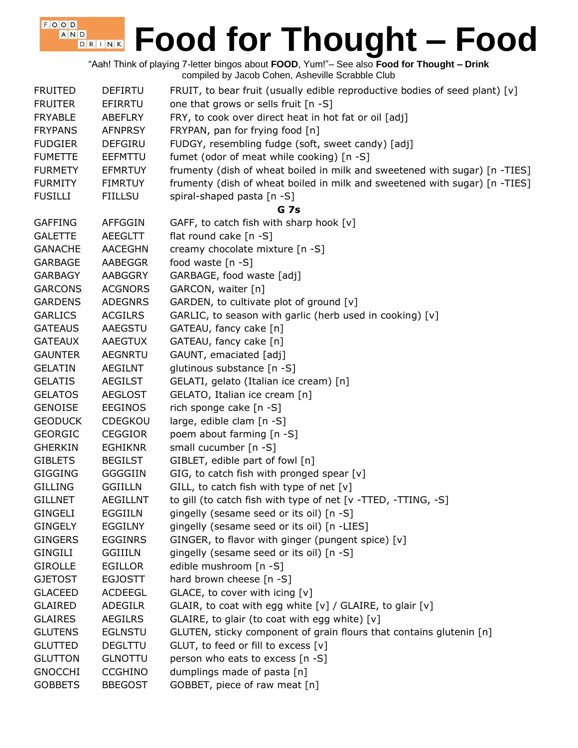# Food for Thought – Food

"Aah! Think of playing 7-letter bingos about **FOOD**, Yum!"– See also **Food for Thought – Drink**
compiled by Jacob Cohen, Asheville Scrabble Club

| | | |
|---|---|---|
| FRUITED | DEFIRTU | FRUIT, to bear fruit (usually edible reproductive bodies of seed plant) [v] |
| FRUITER | EFIRRTU | one that grows or sells fruit [n -S] |
| FRYABLE | ABEFLRY | FRY, to cook over direct heat in hot fat or oil [adj] |
| FRYPANS | AFNPRSY | FRYPAN, pan for frying food [n] |
| FUDGIER | DEFGIRU | FUDGY, resembling fudge (soft, sweet candy) [adj] |
| FUMETTE | EEFMTTU | fumet (odor of meat while cooking) [n -S] |
| FURMETY | EFMRTUY | frumenty (dish of wheat boiled in milk and sweetened with sugar) [n -TIES] |
| FURMITY | FIMRTUY | frumenty (dish of wheat boiled in milk and sweetened with sugar) [n -TIES] |
| FUSILLI | FIILLSU | spiral-shaped pasta [n -S] |

**G 7s**

| | | |
|---|---|---|
| GAFFING | AFFGGIN | GAFF, to catch fish with sharp hook [v] |
| GALETTE | AEEGLTT | flat round cake [n -S] |
| GANACHE | AACEGHN | creamy chocolate mixture [n -S] |
| GARBAGE | AABEGGR | food waste [n -S] |
| GARBAGY | AABGGRY | GARBAGE, food waste [adj] |
| GARCONS | ACGNORS | GARCON, waiter [n] |
| GARDENS | ADEGNRS | GARDEN, to cultivate plot of ground [v] |
| GARLICS | ACGILRS | GARLIC, to season with garlic (herb used in cooking) [v] |
| GATEAUS | AAEGSTU | GATEAU, fancy cake [n] |
| GATEAUX | AAEGTUX | GATEAU, fancy cake [n] |
| GAUNTER | AEGNRTU | GAUNT, emaciated [adj] |
| GELATIN | AEGILNT | glutinous substance [n -S] |
| GELATIS | AEGILST | GELATI, gelato (Italian ice cream) [n] |
| GELATOS | AEGLOST | GELATO, Italian ice cream [n] |
| GENOISE | EEGINOS | rich sponge cake [n -S] |
| GEODUCK | CDEGKOU | large, edible clam [n -S] |
| GEORGIC | CEGGIOR | poem about farming [n -S] |
| GHERKIN | EGHIKNR | small cucumber [n -S] |
| GIBLETS | BEGILST | GIBLET, edible part of fowl [n] |
| GIGGING | GGGGIIN | GIG, to catch fish with pronged spear [v] |
| GILLING | GGIILLN | GILL, to catch fish with type of net [v] |
| GILLNET | AEGILLNT | to gill (to catch fish with type of net [v -TTED, -TTING, -S] |
| GINGELI | EGGIILN | gingelly (sesame seed or its oil) [n -S] |
| GINGELY | EGGILNY | gingelly (sesame seed or its oil) [n -LIES] |
| GINGERS | EGGINRS | GINGER, to flavor with ginger (pungent spice) [v] |
| GINGILI | GGIIILN | gingelly (sesame seed or its oil) [n -S] |
| GIROLLE | EGILLOR | edible mushroom [n -S] |
| GJETOST | EGJOSTT | hard brown cheese [n -S] |
| GLACEED | ACDEEGL | GLACE, to cover with icing [v] |
| GLAIRED | ADEGILR | GLAIR, to coat with egg white [v] / GLAIRE, to glair [v] |
| GLAIRES | AEGILRS | GLAIRE, to glair (to coat with egg white) [v] |
| GLUTENS | EGLNSTU | GLUTEN, sticky component of grain flours that contains glutenin [n] |
| GLUTTED | DEGLTTU | GLUT, to feed or fill to excess [v] |
| GLUTTON | GLNOTTU | person who eats to excess [n -S] |
| GNOCCHI | CCGHINO | dumplings made of pasta [n] |
| GOBBETS | BBEGOST | GOBBET, piece of raw meat [n] |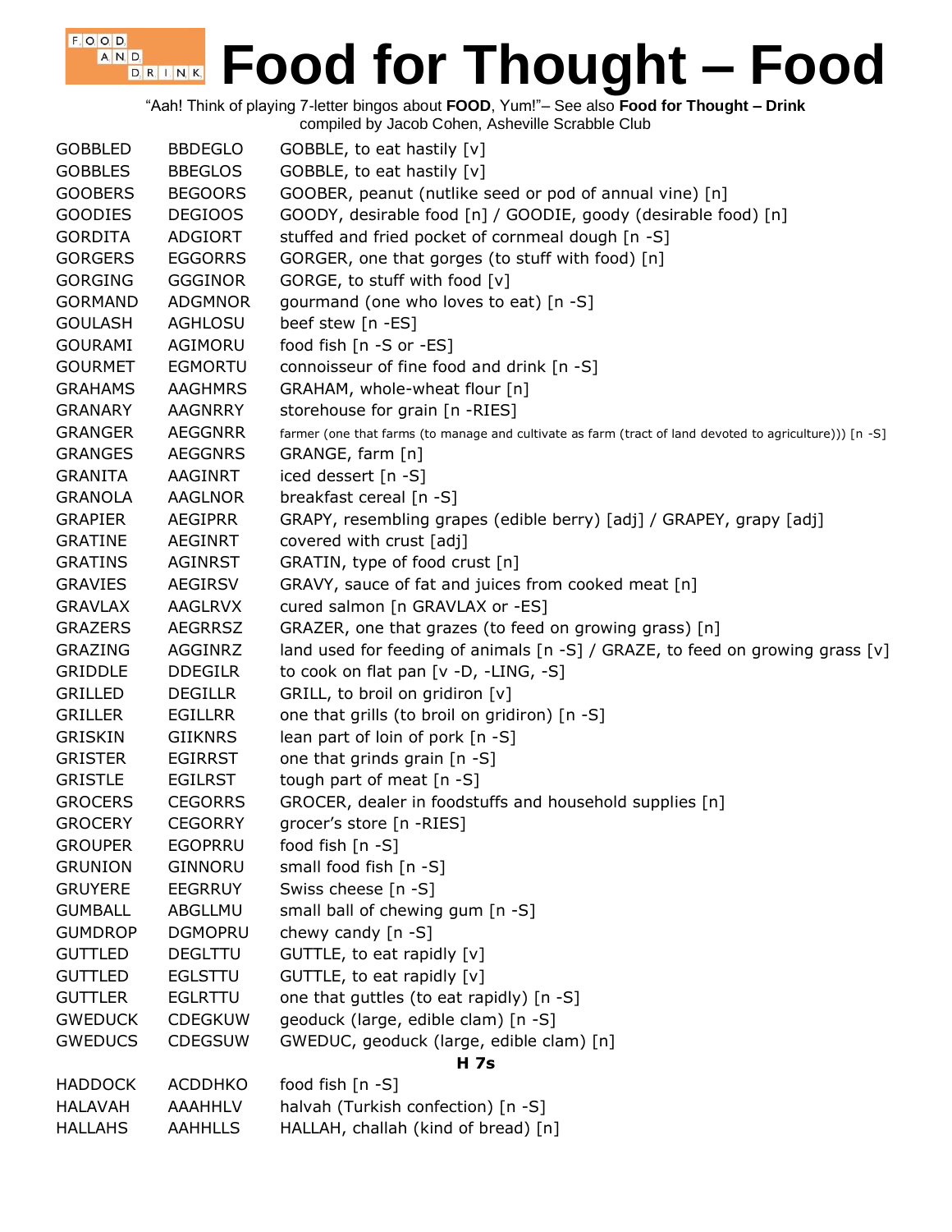# Food for Thought – Food

"Aah! Think of playing 7-letter bingos about **FOOD**, Yum!"– See also **Food for Thought – Drink**
compiled by Jacob Cohen, Asheville Scrabble Club

| | | |
|---|---|---|
| GOBBLED | BBDEGLO | GOBBLE, to eat hastily [v] |
| GOBBLES | BBEGLOS | GOBBLE, to eat hastily [v] |
| GOOBERS | BEGOORS | GOOBER, peanut (nutlike seed or pod of annual vine) [n] |
| GOODIES | DEGIOOS | GOODY, desirable food [n] / GOODIE, goody (desirable food) [n] |
| GORDITA | ADGIORT | stuffed and fried pocket of cornmeal dough [n -S] |
| GORGERS | EGGORRS | GORGER, one that gorges (to stuff with food) [n] |
| GORGING | GGGINOR | GORGE, to stuff with food [v] |
| GORMAND | ADGMNOR | gourmand (one who loves to eat) [n -S] |
| GOULASH | AGHLOSU | beef stew [n -ES] |
| GOURAMI | AGIMORU | food fish [n -S or -ES] |
| GOURMET | EGMORTU | connoisseur of fine food and drink [n -S] |
| GRAHAMS | AAGHMRS | GRAHAM, whole-wheat flour [n] |
| GRANARY | AAGNRRY | storehouse for grain [n -RIES] |
| GRANGER | AEGGNRR | farmer (one that farms (to manage and cultivate as farm (tract of land devoted to agriculture))) [n -S] |
| GRANGES | AEGGNRS | GRANGE, farm [n] |
| GRANITA | AAGINRT | iced dessert [n -S] |
| GRANOLA | AAGLNOR | breakfast cereal [n -S] |
| GRAPIER | AEGIPRR | GRAPY, resembling grapes (edible berry) [adj] / GRAPEY, grapy [adj] |
| GRATINE | AEGINRT | covered with crust [adj] |
| GRATINS | AGINRST | GRATIN, type of food crust [n] |
| GRAVIES | AEGIRSV | GRAVY, sauce of fat and juices from cooked meat [n] |
| GRAVLAX | AAGLRVX | cured salmon [n GRAVLAX or -ES] |
| GRAZERS | AEGRRSZ | GRAZER, one that grazes (to feed on growing grass) [n] |
| GRAZING | AGGINRZ | land used for feeding of animals [n -S] / GRAZE, to feed on growing grass [v] |
| GRIDDLE | DDEGILR | to cook on flat pan [v -D, -LING, -S] |
| GRILLED | DEGILLR | GRILL, to broil on gridiron [v] |
| GRILLER | EGILLRR | one that grills (to broil on gridiron) [n -S] |
| GRISKIN | GIIKNRS | lean part of loin of pork [n -S] |
| GRISTER | EGIRRST | one that grinds grain [n -S] |
| GRISTLE | EGILRST | tough part of meat [n -S] |
| GROCERS | CEGORRS | GROCER, dealer in foodstuffs and household supplies [n] |
| GROCERY | CEGORRY | grocer's store [n -RIES] |
| GROUPER | EGOPRRU | food fish [n -S] |
| GRUNION | GINNORU | small food fish [n -S] |
| GRUYERE | EEGRRUY | Swiss cheese [n -S] |
| GUMBALL | ABGLLMU | small ball of chewing gum [n -S] |
| GUMDROP | DGMOPRU | chewy candy [n -S] |
| GUTTLED | DEGLTTU | GUTTLE, to eat rapidly [v] |
| GUTTLED | EGLSTTU | GUTTLE, to eat rapidly [v] |
| GUTTLER | EGLRTTU | one that guttles (to eat rapidly) [n -S] |
| GWEDUCK | CDEGKUW | geoduck (large, edible clam) [n -S] |
| GWEDUCS | CDEGSUW | GWEDUC, geoduck (large, edible clam) [n] |
| | | **H 7s** |
| HADDOCK | ACDDHKO | food fish [n -S] |
| HALAVAH | AAAHHLV | halvah (Turkish confection) [n -S] |
| HALLAHS | AAHHLLS | HALLAH, challah (kind of bread) [n] |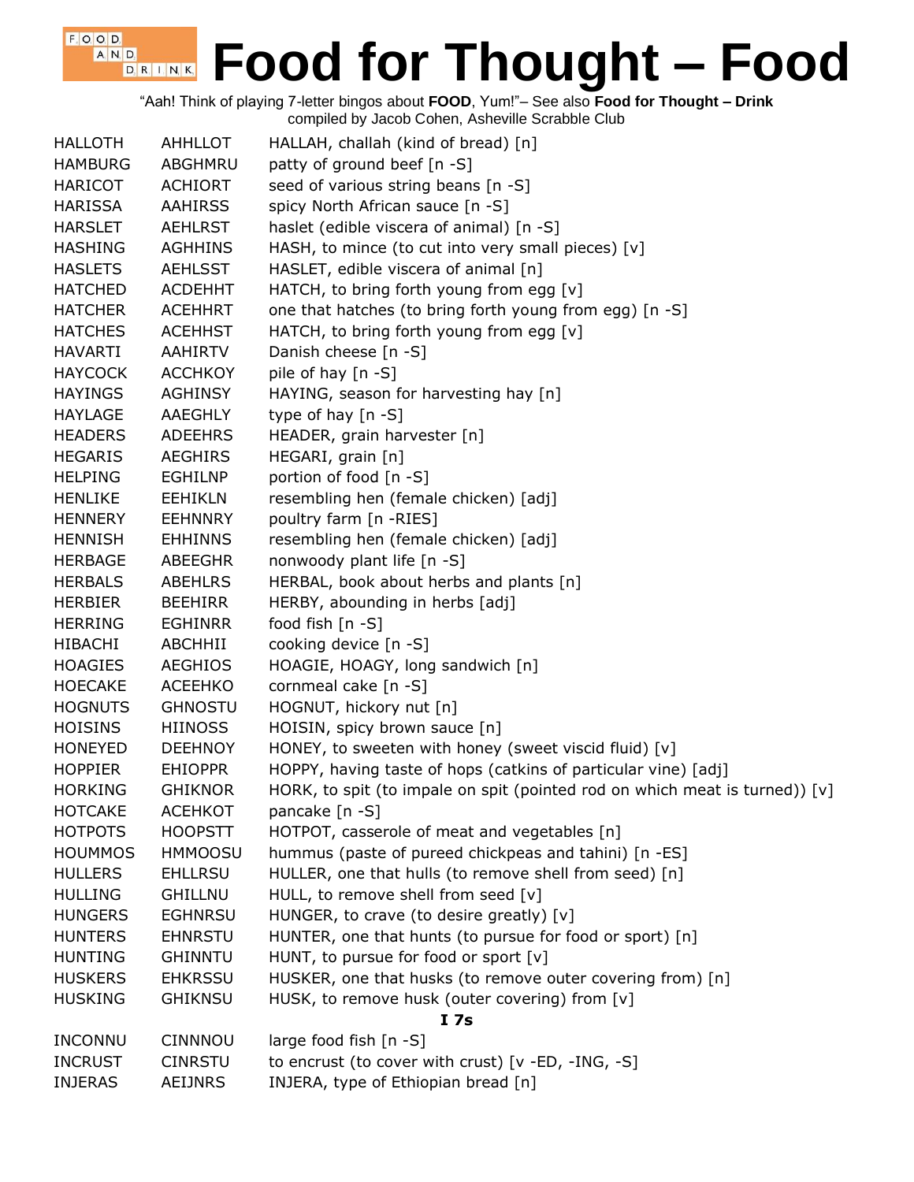# Food for Thought – Food

"Aah! Think of playing 7-letter bingos about **FOOD**, Yum!"– See also **Food for Thought – Drink**
compiled by Jacob Cohen, Asheville Scrabble Club

| | | |
|---|---|---|
| HALLOTH | AHHLLOT | HALLAH, challah (kind of bread) [n] |
| HAMBURG | ABGHMRU | patty of ground beef [n -S] |
| HARICOT | ACHIORT | seed of various string beans [n -S] |
| HARISSA | AAHIRSS | spicy North African sauce [n -S] |
| HARSLET | AEHLRST | haslet (edible viscera of animal) [n -S] |
| HASHING | AGHHINS | HASH, to mince (to cut into very small pieces) [v] |
| HASLETS | AEHLSST | HASLET, edible viscera of animal [n] |
| HATCHED | ACDEHHT | HATCH, to bring forth young from egg [v] |
| HATCHER | ACEHHRT | one that hatches (to bring forth young from egg) [n -S] |
| HATCHES | ACEHHST | HATCH, to bring forth young from egg [v] |
| HAVARTI | AAHIRTV | Danish cheese [n -S] |
| HAYCOCK | ACCHKOY | pile of hay [n -S] |
| HAYINGS | AGHINSY | HAYING, season for harvesting hay [n] |
| HAYLAGE | AAEGHLY | type of hay [n -S] |
| HEADERS | ADEEHRS | HEADER, grain harvester [n] |
| HEGARIS | AEGHIRS | HEGARI, grain [n] |
| HELPING | EGHILNP | portion of food [n -S] |
| HENLIKE | EEHIKLN | resembling hen (female chicken) [adj] |
| HENNERY | EEHNNRY | poultry farm [n -RIES] |
| HENNISH | EHHINNS | resembling hen (female chicken) [adj] |
| HERBAGE | ABEEGHR | nonwoody plant life [n -S] |
| HERBALS | ABEHLRS | HERBAL, book about herbs and plants [n] |
| HERBIER | BEEHIRR | HERBY, abounding in herbs [adj] |
| HERRING | EGHINRR | food fish [n -S] |
| HIBACHI | ABCHHII | cooking device [n -S] |
| HOAGIES | AEGHIOS | HOAGIE, HOAGY, long sandwich [n] |
| HOECAKE | ACEEHKO | cornmeal cake [n -S] |
| HOGNUTS | GHNOSTU | HOGNUT, hickory nut [n] |
| HOISINS | HIINOSS | HOISIN, spicy brown sauce [n] |
| HONEYED | DEEHNOY | HONEY, to sweeten with honey (sweet viscid fluid) [v] |
| HOPPIER | EHIOPPR | HOPPY, having taste of hops (catkins of particular vine) [adj] |
| HORKING | GHIKNOR | HORK, to spit (to impale on spit (pointed rod on which meat is turned)) [v] |
| HOTCAKE | ACEHKOT | pancake [n -S] |
| HOTPOTS | HOOPSTT | HOTPOT, casserole of meat and vegetables [n] |
| HOUMMOS | HMMOOSU | hummus (paste of pureed chickpeas and tahini) [n -ES] |
| HULLERS | EHLLRSU | HULLER, one that hulls (to remove shell from seed) [n] |
| HULLING | GHILLNU | HULL, to remove shell from seed [v] |
| HUNGERS | EGHNRSU | HUNGER, to crave (to desire greatly) [v] |
| HUNTERS | EHNRSTU | HUNTER, one that hunts (to pursue for food or sport) [n] |
| HUNTING | GHINNTU | HUNT, to pursue for food or sport [v] |
| HUSKERS | EHKRSSU | HUSKER, one that husks (to remove outer covering from) [n] |
| HUSKING | GHIKNSU | HUSK, to remove husk (outer covering) from [v] |
| | | **I 7s** |
| INCONNU | CINNNOU | large food fish [n -S] |
| INCRUST | CINRSTU | to encrust (to cover with crust) [v -ED, -ING, -S] |
| INJERAS | AEIJNRS | INJERA, type of Ethiopian bread [n] |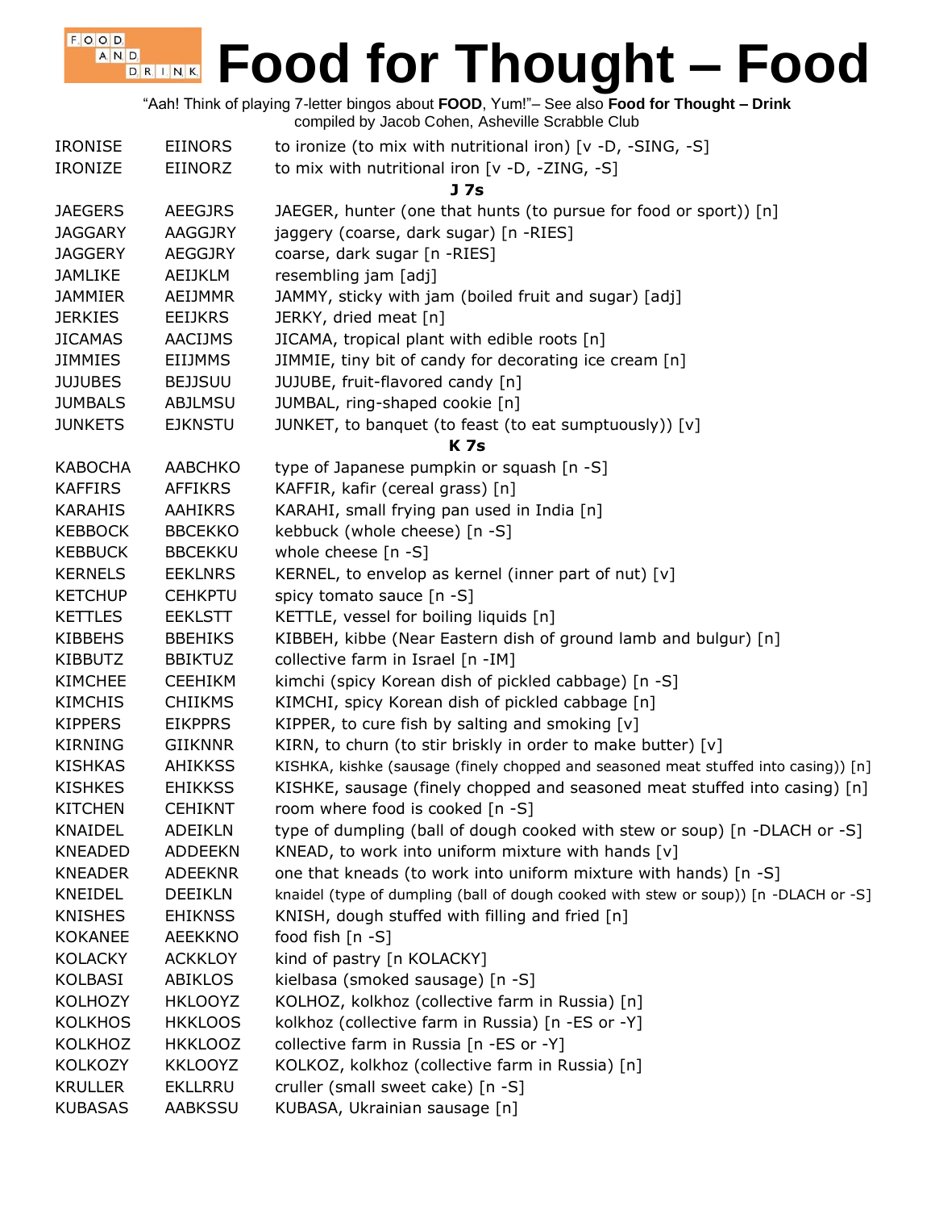# Food for Thought – Food

"Aah! Think of playing 7-letter bingos about **FOOD**, Yum!"– See also **Food for Thought – Drink**
compiled by Jacob Cohen, Asheville Scrabble Club

| | | |
|---|---|---|
| IRONISE | EIINORS | to ironize (to mix with nutritional iron) [v -D, -SING, -S] |
| IRONIZE | EIINORZ | to mix with nutritional iron [v -D, -ZING, -S] |
| | | **J 7s** |
| JAEGERS | AEEGJRS | JAEGER, hunter (one that hunts (to pursue for food or sport)) [n] |
| JAGGARY | AAGGJRY | jaggery (coarse, dark sugar) [n -RIES] |
| JAGGERY | AEGGJRY | coarse, dark sugar [n -RIES] |
| JAMLIKE | AEIJKLM | resembling jam [adj] |
| JAMMIER | AEIJMMR | JAMMY, sticky with jam (boiled fruit and sugar) [adj] |
| JERKIES | EEIJKRS | JERKY, dried meat [n] |
| JICAMAS | AACIJMS | JICAMA, tropical plant with edible roots [n] |
| JIMMIES | EIIJMMS | JIMMIE, tiny bit of candy for decorating ice cream [n] |
| JUJUBES | BEJJSUU | JUJUBE, fruit-flavored candy [n] |
| JUMBALS | ABJLMSU | JUMBAL, ring-shaped cookie [n] |
| JUNKETS | EJKNSTU | JUNKET, to banquet (to feast (to eat sumptuously)) [v] |
| | | **K 7s** |
| KABOCHA | AABCHKO | type of Japanese pumpkin or squash [n -S] |
| KAFFIRS | AFFIKRS | KAFFIR, kafir (cereal grass) [n] |
| KARAHIS | AAHIKRS | KARAHI, small frying pan used in India [n] |
| KEBBOCK | BBCEKKO | kebbuck (whole cheese) [n -S] |
| KEBBUCK | BBCEKKU | whole cheese [n -S] |
| KERNELS | EEKLNRS | KERNEL, to envelop as kernel (inner part of nut) [v] |
| KETCHUP | CEHKPTU | spicy tomato sauce [n -S] |
| KETTLES | EEKLSTT | KETTLE, vessel for boiling liquids [n] |
| KIBBEHS | BBEHIKS | KIBBEH, kibbe (Near Eastern dish of ground lamb and bulgur) [n] |
| KIBBUTZ | BBIKTUZ | collective farm in Israel [n -IM] |
| KIMCHEE | CEEHIKM | kimchi (spicy Korean dish of pickled cabbage) [n -S] |
| KIMCHIS | CHIIKMS | KIMCHI, spicy Korean dish of pickled cabbage [n] |
| KIPPERS | EIKPPRS | KIPPER, to cure fish by salting and smoking [v] |
| KIRNING | GIIKNNR | KIRN, to churn (to stir briskly in order to make butter) [v] |
| KISHKAS | AHIKKSS | KISHKA, kishke (sausage (finely chopped and seasoned meat stuffed into casing)) [n] |
| KISHKES | EHIKKSS | KISHKE, sausage (finely chopped and seasoned meat stuffed into casing) [n] |
| KITCHEN | CEHIKNT | room where food is cooked [n -S] |
| KNAIDEL | ADEIKLN | type of dumpling (ball of dough cooked with stew or soup) [n -DLACH or -S] |
| KNEADED | ADDEEKN | KNEAD, to work into uniform mixture with hands [v] |
| KNEADER | ADEEKNR | one that kneads (to work into uniform mixture with hands) [n -S] |
| KNEIDEL | DEEIKLN | knaidel (type of dumpling (ball of dough cooked with stew or soup)) [n -DLACH or -S] |
| KNISHES | EHIKNSS | KNISH, dough stuffed with filling and fried [n] |
| KOKANEE | AEEKKNO | food fish [n -S] |
| KOLACKY | ACKKLOY | kind of pastry [n KOLACKY] |
| KOLBASI | ABIKLOS | kielbasa (smoked sausage) [n -S] |
| KOLHOZY | HKLOOYZ | KOLHOZ, kolkhoz (collective farm in Russia) [n] |
| KOLKHOS | HKKLOOS | kolkhoz (collective farm in Russia) [n -ES or -Y] |
| KOLKHOZ | HKKLOOZ | collective farm in Russia [n -ES or -Y] |
| KOLKOZY | KKLOOYZ | KOLKOZ, kolkhoz (collective farm in Russia) [n] |
| KRULLER | EKLLRRU | cruller (small sweet cake) [n -S] |
| KUBASAS | AABKSSU | KUBASA, Ukrainian sausage [n] |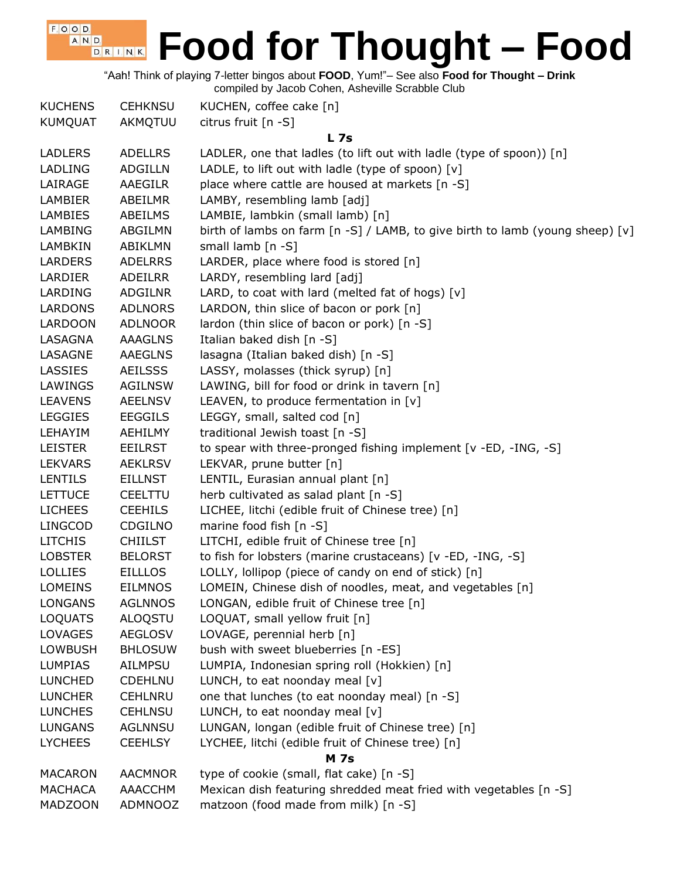# Food for Thought – Food

"Aah! Think of playing 7-letter bingos about **FOOD**, Yum!"– See also **Food for Thought – Drink**
compiled by Jacob Cohen, Asheville Scrabble Club

| | | |
|---|---|---|
| KUCHENS | CEHKNSU | KUCHEN, coffee cake [n] |
| KUMQUAT | AKMQTUU | citrus fruit [n -S] |
| | | **L 7s** |
| LADLERS | ADELLRS | LADLER, one that ladles (to lift out with ladle (type of spoon)) [n] |
| LADLING | ADGILLN | LADLE, to lift out with ladle (type of spoon) [v] |
| LAIRAGE | AAEGILR | place where cattle are housed at markets [n -S] |
| LAMBIER | ABEILMR | LAMBY, resembling lamb [adj] |
| LAMBIES | ABEILMS | LAMBIE, lambkin (small lamb) [n] |
| LAMBING | ABGILMN | birth of lambs on farm [n -S] / LAMB, to give birth to lamb (young sheep) [v] |
| LAMBKIN | ABIKLMN | small lamb [n -S] |
| LARDERS | ADELRRS | LARDER, place where food is stored [n] |
| LARDIER | ADEILRR | LARDY, resembling lard [adj] |
| LARDING | ADGILNR | LARD, to coat with lard (melted fat of hogs) [v] |
| LARDONS | ADLNORS | LARDON, thin slice of bacon or pork [n] |
| LARDOON | ADLNOOR | lardon (thin slice of bacon or pork) [n -S] |
| LASAGNA | AAAGLNS | Italian baked dish [n -S] |
| LASAGNE | AAEGLNS | lasagna (Italian baked dish) [n -S] |
| LASSIES | AEILSSS | LASSY, molasses (thick syrup) [n] |
| LAWINGS | AGILNSW | LAWING, bill for food or drink in tavern [n] |
| LEAVENS | AEELNSV | LEAVEN, to produce fermentation in [v] |
| LEGGIES | EEGGILS | LEGGY, small, salted cod [n] |
| LEHAYIM | AEHILMY | traditional Jewish toast [n -S] |
| LEISTER | EEILRST | to spear with three-pronged fishing implement [v -ED, -ING, -S] |
| LEKVARS | AEKLRSV | LEKVAR, prune butter [n] |
| LENTILS | EILLNST | LENTIL, Eurasian annual plant [n] |
| LETTUCE | CEELTTU | herb cultivated as salad plant [n -S] |
| LICHEES | CEEHILS | LICHEE, litchi (edible fruit of Chinese tree) [n] |
| LINGCOD | CDGILNO | marine food fish [n -S] |
| LITCHIS | CHIILST | LITCHI, edible fruit of Chinese tree [n] |
| LOBSTER | BELORST | to fish for lobsters (marine crustaceans) [v -ED, -ING, -S] |
| LOLLIES | EILLLOS | LOLLY, lollipop (piece of candy on end of stick) [n] |
| LOMEINS | EILMNOS | LOMEIN, Chinese dish of noodles, meat, and vegetables [n] |
| LONGANS | AGLNNOS | LONGAN, edible fruit of Chinese tree [n] |
| LOQUATS | ALOQSTU | LOQUAT, small yellow fruit [n] |
| LOVAGES | AEGLOSV | LOVAGE, perennial herb [n] |
| LOWBUSH | BHLOSUW | bush with sweet blueberries [n -ES] |
| LUMPIAS | AILMPSU | LUMPIA, Indonesian spring roll (Hokkien) [n] |
| LUNCHED | CDEHLNU | LUNCH, to eat noonday meal [v] |
| LUNCHER | CEHLNRU | one that lunches (to eat noonday meal) [n -S] |
| LUNCHES | CEHLNSU | LUNCH, to eat noonday meal [v] |
| LUNGANS | AGLNNSU | LUNGAN, longan (edible fruit of Chinese tree) [n] |
| LYCHEES | CEEHLSY | LYCHEE, litchi (edible fruit of Chinese tree) [n] |
| | | **M 7s** |
| MACARON | AACMNOR | type of cookie (small, flat cake) [n -S] |
| MACHACA | AAACCHM | Mexican dish featuring shredded meat fried with vegetables [n -S] |
| MADZOON | ADMNOOZ | matzoon (food made from milk) [n -S] |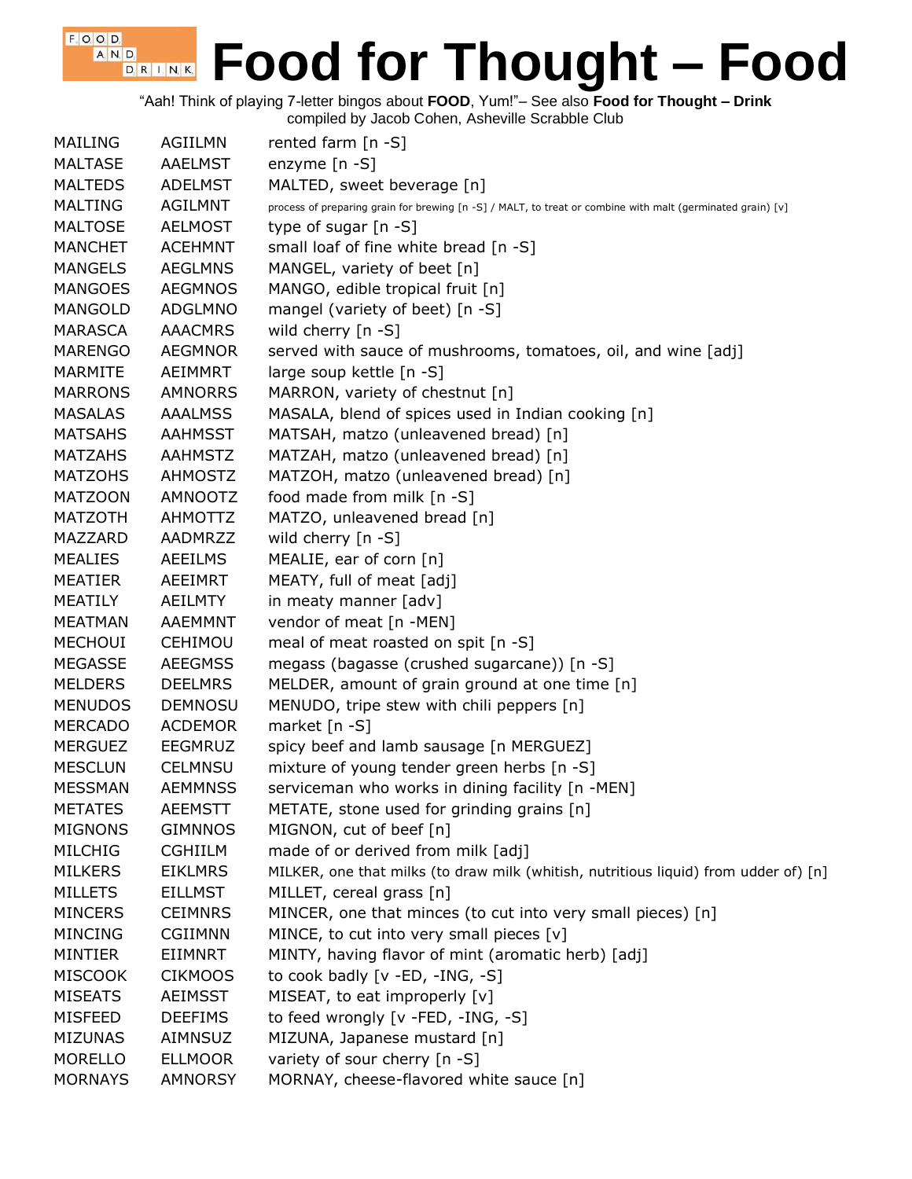# Food for Thought – Food

"Aah! Think of playing 7-letter bingos about **FOOD**, Yum!"– See also **Food for Thought – Drink**
compiled by Jacob Cohen, Asheville Scrabble Club

| | | |
|---|---|---|
| MAILING | AGIILMN | rented farm [n -S] |
| MALTASE | AAELMST | enzyme [n -S] |
| MALTEDS | ADELMST | MALTED, sweet beverage [n] |
| MALTING | AGILMNT | process of preparing grain for brewing [n -S] / MALT, to treat or combine with malt (germinated grain) [v] |
| MALTOSE | AELMOST | type of sugar [n -S] |
| MANCHET | ACEHMNT | small loaf of fine white bread [n -S] |
| MANGELS | AEGLMNS | MANGEL, variety of beet [n] |
| MANGOES | AEGMNOS | MANGO, edible tropical fruit [n] |
| MANGOLD | ADGLMNO | mangel (variety of beet) [n -S] |
| MARASCA | AAACMRS | wild cherry [n -S] |
| MARENGO | AEGMNOR | served with sauce of mushrooms, tomatoes, oil, and wine [adj] |
| MARMITE | AEIMMRT | large soup kettle [n -S] |
| MARRONS | AMNORRS | MARRON, variety of chestnut [n] |
| MASALAS | AAALMSS | MASALA, blend of spices used in Indian cooking [n] |
| MATSAHS | AAHMSST | MATSAH, matzo (unleavened bread) [n] |
| MATZAHS | AAHMSTZ | MATZAH, matzo (unleavened bread) [n] |
| MATZOHS | AHMOSTZ | MATZOH, matzo (unleavened bread) [n] |
| MATZOON | AMNOOTZ | food made from milk [n -S] |
| MATZOTH | AHMOTTZ | MATZO, unleavened bread [n] |
| MAZZARD | AADMRZZ | wild cherry [n -S] |
| MEALIES | AEEILMS | MEALIE, ear of corn [n] |
| MEATIER | AEEIMRT | MEATY, full of meat [adj] |
| MEATILY | AEILMTY | in meaty manner [adv] |
| MEATMAN | AAEMMNT | vendor of meat [n -MEN] |
| MECHOUI | CEHIMOU | meal of meat roasted on spit [n -S] |
| MEGASSE | AEEGMSS | megass (bagasse (crushed sugarcane)) [n -S] |
| MELDERS | DEELMRS | MELDER, amount of grain ground at one time [n] |
| MENUDOS | DEMNOSU | MENUDO, tripe stew with chili peppers [n] |
| MERCADO | ACDEMOR | market [n -S] |
| MERGUEZ | EEGMRUZ | spicy beef and lamb sausage [n MERGUEZ] |
| MESCLUN | CELMNSU | mixture of young tender green herbs [n -S] |
| MESSMAN | AEMMNSS | serviceman who works in dining facility [n -MEN] |
| METATES | AEEMSTT | METATE, stone used for grinding grains [n] |
| MIGNONS | GIMNNOS | MIGNON, cut of beef [n] |
| MILCHIG | CGHIILM | made of or derived from milk [adj] |
| MILKERS | EIKLMRS | MILKER, one that milks (to draw milk (whitish, nutritious liquid) from udder of) [n] |
| MILLETS | EILLMST | MILLET, cereal grass [n] |
| MINCERS | CEIMNRS | MINCER, one that minces (to cut into very small pieces) [n] |
| MINCING | CGIIMNN | MINCE, to cut into very small pieces [v] |
| MINTIER | EIIMNRT | MINTY, having flavor of mint (aromatic herb) [adj] |
| MISCOOK | CIKMOOS | to cook badly [v -ED, -ING, -S] |
| MISEATS | AEIMSST | MISEAT, to eat improperly [v] |
| MISFEED | DEEFIMS | to feed wrongly [v -FED, -ING, -S] |
| MIZUNAS | AIMNSUZ | MIZUNA, Japanese mustard [n] |
| MORELLO | ELLMOOR | variety of sour cherry [n -S] |
| MORNAYS | AMNORSY | MORNAY, cheese-flavored white sauce [n] |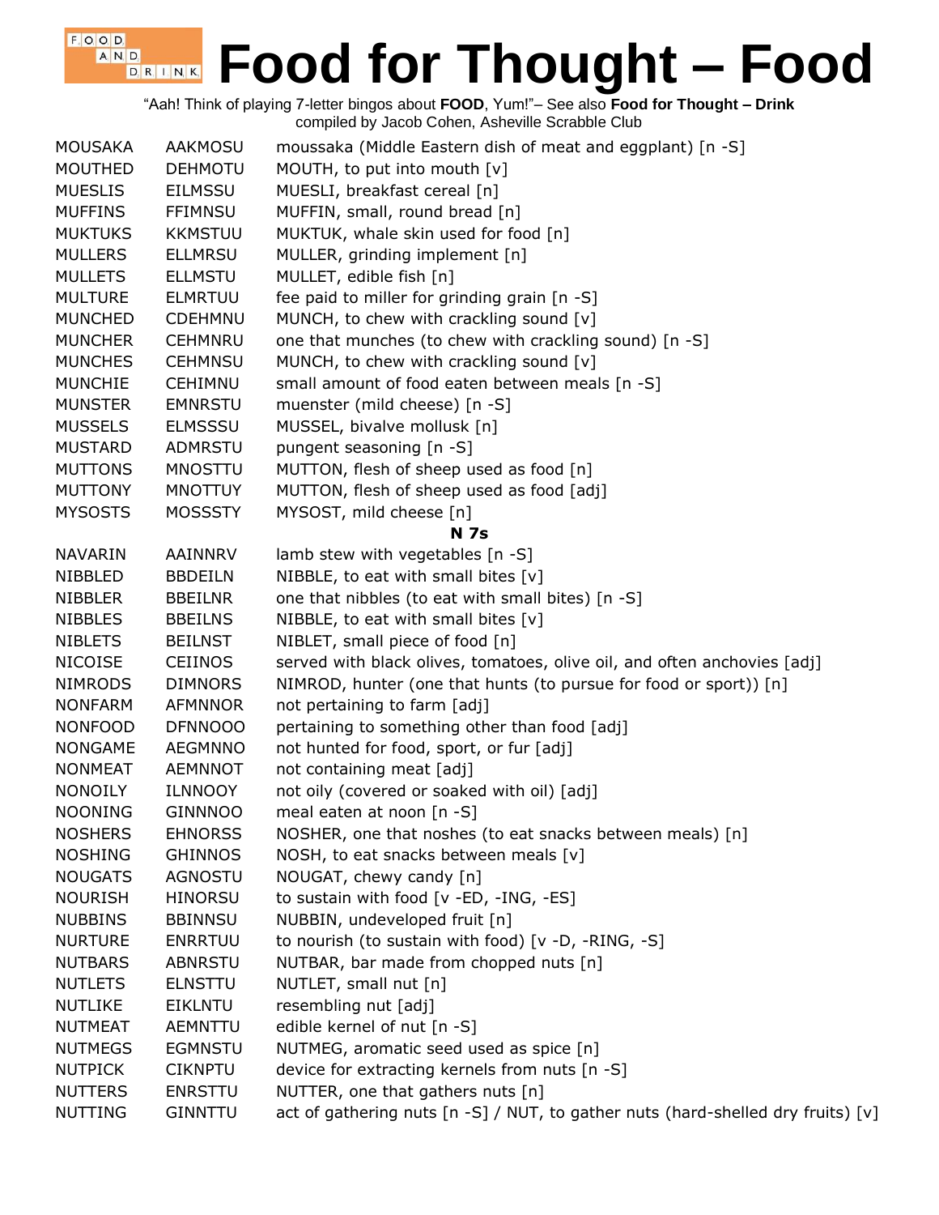# Food for Thought – Food

"Aah! Think of playing 7-letter bingos about **FOOD**, Yum!"– See also **Food for Thought – Drink**
compiled by Jacob Cohen, Asheville Scrabble Club

| | | |
|---|---|---|
| MOUSAKA | AAKMOSU | moussaka (Middle Eastern dish of meat and eggplant) [n -S] |
| MOUTHED | DEHMOTU | MOUTH, to put into mouth [v] |
| MUESLIS | EILMSSU | MUESLI, breakfast cereal [n] |
| MUFFINS | FFIMNSU | MUFFIN, small, round bread [n] |
| MUKTUKS | KKMSTUU | MUKTUK, whale skin used for food [n] |
| MULLERS | ELLMRSU | MULLER, grinding implement [n] |
| MULLETS | ELLMSTU | MULLET, edible fish [n] |
| MULTURE | ELMRTUU | fee paid to miller for grinding grain [n -S] |
| MUNCHED | CDEHMNU | MUNCH, to chew with crackling sound [v] |
| MUNCHER | CEHMNRU | one that munches (to chew with crackling sound) [n -S] |
| MUNCHES | CEHMNSU | MUNCH, to chew with crackling sound [v] |
| MUNCHIE | CEHIMNU | small amount of food eaten between meals [n -S] |
| MUNSTER | EMNRSTU | muenster (mild cheese) [n -S] |
| MUSSELS | ELMSSSU | MUSSEL, bivalve mollusk [n] |
| MUSTARD | ADMRSTU | pungent seasoning [n -S] |
| MUTTONS | MNOSTTU | MUTTON, flesh of sheep used as food [n] |
| MUTTONY | MNOTTUY | MUTTON, flesh of sheep used as food [adj] |
| MYSOSTS | MOSSSTY | MYSOST, mild cheese [n] |
| | | **N 7s** |
| NAVARIN | AAINNRV | lamb stew with vegetables [n -S] |
| NIBBLED | BBDEILN | NIBBLE, to eat with small bites [v] |
| NIBBLER | BBEILNR | one that nibbles (to eat with small bites) [n -S] |
| NIBBLES | BBEILNS | NIBBLE, to eat with small bites [v] |
| NIBLETS | BEILNST | NIBLET, small piece of food [n] |
| NICOISE | CEIINOS | served with black olives, tomatoes, olive oil, and often anchovies [adj] |
| NIMRODS | DIMNORS | NIMROD, hunter (one that hunts (to pursue for food or sport)) [n] |
| NONFARM | AFMNNOR | not pertaining to farm [adj] |
| NONFOOD | DFNNOOO | pertaining to something other than food [adj] |
| NONGAME | AEGMNNO | not hunted for food, sport, or fur [adj] |
| NONMEAT | AEMNNOT | not containing meat [adj] |
| NONOILY | ILNNOOY | not oily (covered or soaked with oil) [adj] |
| NOONING | GINNNOO | meal eaten at noon [n -S] |
| NOSHERS | EHNORSS | NOSHER, one that noshes (to eat snacks between meals) [n] |
| NOSHING | GHINNOS | NOSH, to eat snacks between meals [v] |
| NOUGATS | AGNOSTU | NOUGAT, chewy candy [n] |
| NOURISH | HINORSU | to sustain with food [v -ED, -ING, -ES] |
| NUBBINS | BBINNSU | NUBBIN, undeveloped fruit [n] |
| NURTURE | ENRRTUU | to nourish (to sustain with food) [v -D, -RING, -S] |
| NUTBARS | ABNRSTU | NUTBAR, bar made from chopped nuts [n] |
| NUTLETS | ELNSTTU | NUTLET, small nut [n] |
| NUTLIKE | EIKLNTU | resembling nut [adj] |
| NUTMEAT | AEMNTTU | edible kernel of nut [n -S] |
| NUTMEGS | EGMNSTU | NUTMEG, aromatic seed used as spice [n] |
| NUTPICK | CIKNPTU | device for extracting kernels from nuts [n -S] |
| NUTTERS | ENRSTTU | NUTTER, one that gathers nuts [n] |
| NUTTING | GINNTTU | act of gathering nuts [n -S] / NUT, to gather nuts (hard-shelled dry fruits) [v] |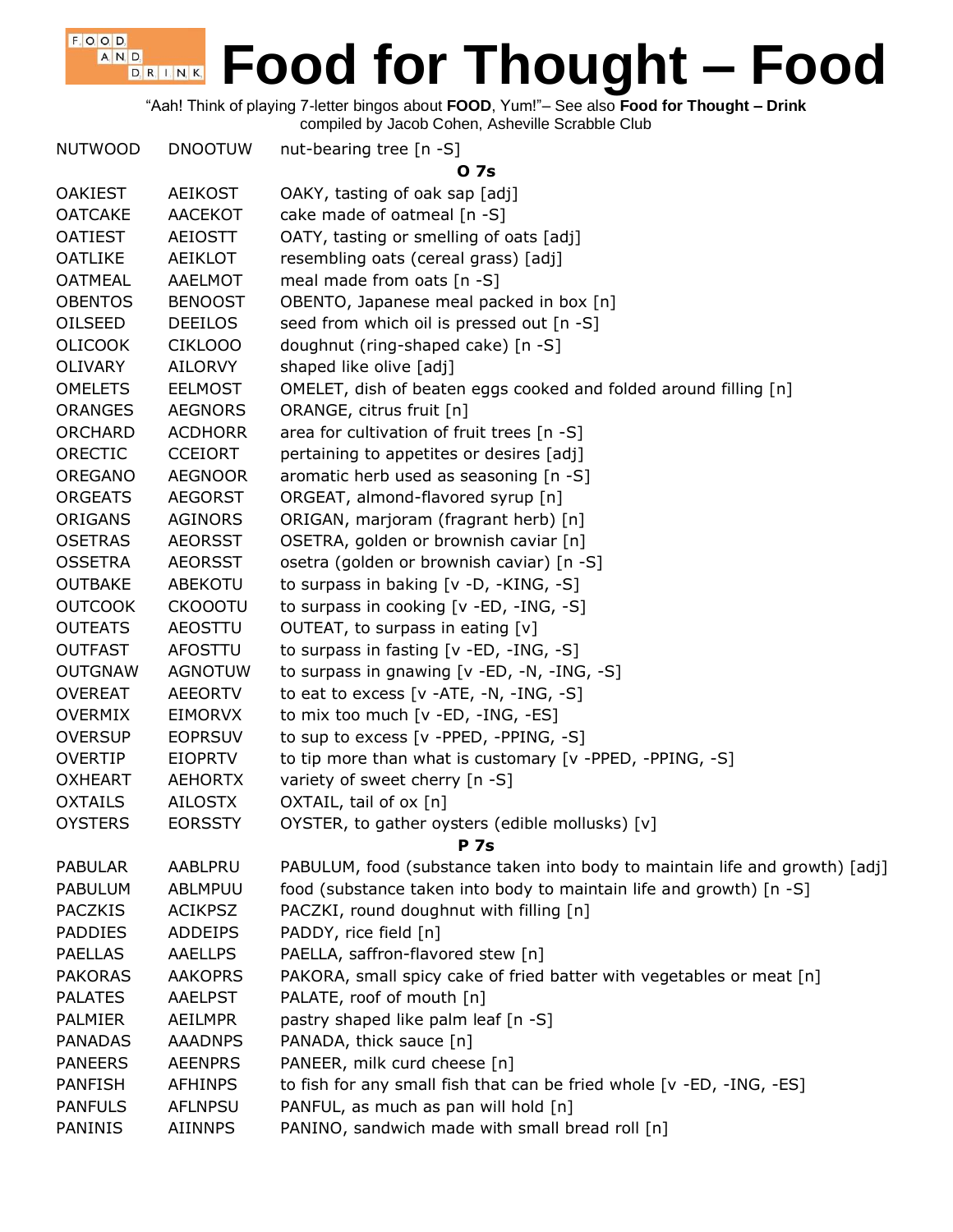# Food for Thought – Food

"Aah! Think of playing 7-letter bingos about **FOOD**, Yum!"– See also **Food for Thought – Drink**
compiled by Jacob Cohen, Asheville Scrabble Club

| | | |
|---|---|---|
| NUTWOOD | DNOOTUW | nut-bearing tree [n -S] |
| | | **O 7s** |
| OAKIEST | AEIKOST | OAKY, tasting of oak sap [adj] |
| OATCAKE | AACEKOT | cake made of oatmeal [n -S] |
| OATIEST | AEIOSTT | OATY, tasting or smelling of oats [adj] |
| OATLIKE | AEIKLOT | resembling oats (cereal grass) [adj] |
| OATMEAL | AAELMOT | meal made from oats [n -S] |
| OBENTOS | BENOOST | OBENTO, Japanese meal packed in box [n] |
| OILSEED | DEEILOS | seed from which oil is pressed out [n -S] |
| OLICOOK | CIKLOOO | doughnut (ring-shaped cake) [n -S] |
| OLIVARY | AILORVY | shaped like olive [adj] |
| OMELETS | EELMOST | OMELET, dish of beaten eggs cooked and folded around filling [n] |
| ORANGES | AEGNORS | ORANGE, citrus fruit [n] |
| ORCHARD | ACDHORR | area for cultivation of fruit trees [n -S] |
| ORECTIC | CCEIORT | pertaining to appetites or desires [adj] |
| OREGANO | AEGNOOR | aromatic herb used as seasoning [n -S] |
| ORGEATS | AEGORST | ORGEAT, almond-flavored syrup [n] |
| ORIGANS | AGINORS | ORIGAN, marjoram (fragrant herb) [n] |
| OSETRAS | AEORSST | OSETRA, golden or brownish caviar [n] |
| OSSETRA | AEORSST | osetra (golden or brownish caviar) [n -S] |
| OUTBAKE | ABEKOTU | to surpass in baking [v -D, -KING, -S] |
| OUTCOOK | CKOOOTU | to surpass in cooking [v -ED, -ING, -S] |
| OUTEATS | AEOSTTU | OUTEAT, to surpass in eating [v] |
| OUTFAST | AFOSTTU | to surpass in fasting [v -ED, -ING, -S] |
| OUTGNAW | AGNOTUW | to surpass in gnawing [v -ED, -N, -ING, -S] |
| OVEREAT | AEEORTV | to eat to excess [v -ATE, -N, -ING, -S] |
| OVERMIX | EIMORVX | to mix too much [v -ED, -ING, -ES] |
| OVERSUP | EOPRSUV | to sup to excess [v -PPED, -PPING, -S] |
| OVERTIP | EIOPRTV | to tip more than what is customary [v -PPED, -PPING, -S] |
| OXHEART | AEHORTX | variety of sweet cherry [n -S] |
| OXTAILS | AILOSTX | OXTAIL, tail of ox [n] |
| OYSTERS | EORSSTY | OYSTER, to gather oysters (edible mollusks) [v] |
| | | **P 7s** |
| PABULAR | AABLPRU | PABULUM, food (substance taken into body to maintain life and growth) [adj] |
| PABULUM | ABLMPUU | food (substance taken into body to maintain life and growth) [n -S] |
| PACZKIS | ACIKPSZ | PACZKI, round doughnut with filling [n] |
| PADDIES | ADDEIPS | PADDY, rice field [n] |
| PAELLAS | AAELLPS | PAELLA, saffron-flavored stew [n] |
| PAKORAS | AAKOPRS | PAKORA, small spicy cake of fried batter with vegetables or meat [n] |
| PALATES | AAELPST | PALATE, roof of mouth [n] |
| PALMIER | AEILMPR | pastry shaped like palm leaf [n -S] |
| PANADAS | AAADNPS | PANADA, thick sauce [n] |
| PANEERS | AEENPRS | PANEER, milk curd cheese [n] |
| PANFISH | AFHINPS | to fish for any small fish that can be fried whole [v -ED, -ING, -ES] |
| PANFULS | AFLNPSU | PANFUL, as much as pan will hold [n] |
| PANINIS | AIINNPS | PANINO, sandwich made with small bread roll [n] |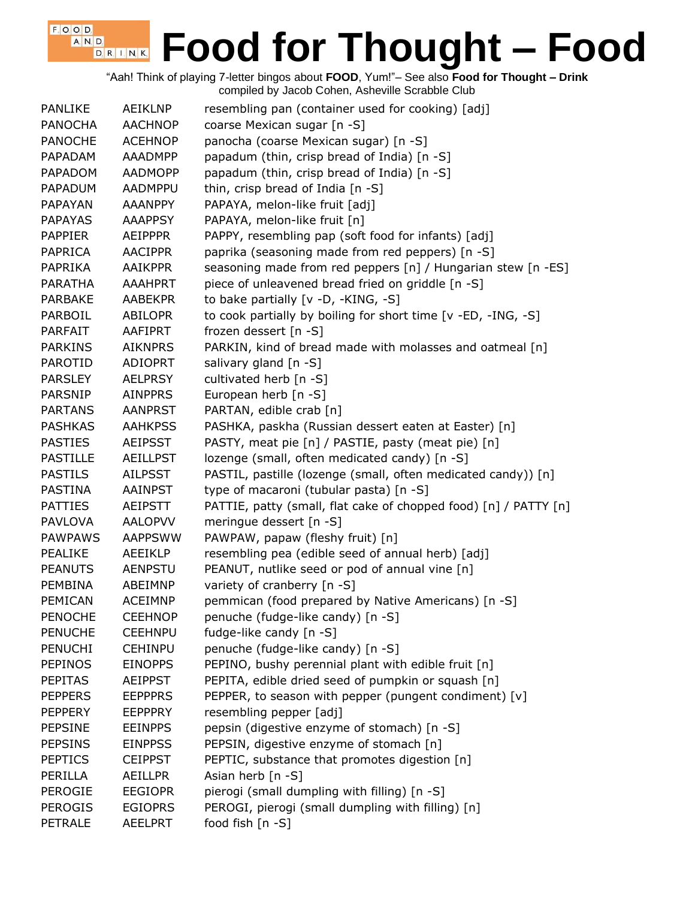# Food for Thought – Food

"Aah! Think of playing 7-letter bingos about **FOOD**, Yum!"– See also **Food for Thought – Drink**
compiled by Jacob Cohen, Asheville Scrabble Club

| | | |
|---|---|---|
| PANLIKE | AEIKLNP | resembling pan (container used for cooking) [adj] |
| PANOCHA | AACHNOP | coarse Mexican sugar [n -S] |
| PANOCHE | ACEHNOP | panocha (coarse Mexican sugar) [n -S] |
| PAPADAM | AAADMPP | papadum (thin, crisp bread of India) [n -S] |
| PAPADOM | AADMOPP | papadum (thin, crisp bread of India) [n -S] |
| PAPADUM | AADMPPU | thin, crisp bread of India [n -S] |
| PAPAYAN | AAANPPY | PAPAYA, melon-like fruit [adj] |
| PAPAYAS | AAAPPSY | PAPAYA, melon-like fruit [n] |
| PAPPIER | AEIPPPR | PAPPY, resembling pap (soft food for infants) [adj] |
| PAPRICA | AACIPPR | paprika (seasoning made from red peppers) [n -S] |
| PAPRIKA | AAIKPPR | seasoning made from red peppers [n] / Hungarian stew [n -ES] |
| PARATHA | AAAHPRT | piece of unleavened bread fried on griddle [n -S] |
| PARBAKE | AABEKPR | to bake partially [v -D, -KING, -S] |
| PARBOIL | ABILOPR | to cook partially by boiling for short time [v -ED, -ING, -S] |
| PARFAIT | AAFIPRT | frozen dessert [n -S] |
| PARKINS | AIKNPRS | PARKIN, kind of bread made with molasses and oatmeal [n] |
| PAROTID | ADIOPRT | salivary gland [n -S] |
| PARSLEY | AELPRSY | cultivated herb [n -S] |
| PARSNIP | AINPPRS | European herb [n -S] |
| PARTANS | AANPRST | PARTAN, edible crab [n] |
| PASHKAS | AAHKPSS | PASHKA, paskha (Russian dessert eaten at Easter) [n] |
| PASTIES | AEIPSST | PASTY, meat pie [n] / PASTIE, pasty (meat pie) [n] |
| PASTILLE | AEILLPST | lozenge (small, often medicated candy) [n -S] |
| PASTILS | AILPSST | PASTIL, pastille (lozenge (small, often medicated candy)) [n] |
| PASTINA | AAINPST | type of macaroni (tubular pasta) [n -S] |
| PATTIES | AEIPSTT | PATTIE, patty (small, flat cake of chopped food) [n] / PATTY [n] |
| PAVLOVA | AALOPVV | meringue dessert [n -S] |
| PAWPAWS | AAPPSWW | PAWPAW, papaw (fleshy fruit) [n] |
| PEALIKE | AEEIKLP | resembling pea (edible seed of annual herb) [adj] |
| PEANUTS | AENPSTU | PEANUT, nutlike seed or pod of annual vine [n] |
| PEMBINA | ABEIMNP | variety of cranberry [n -S] |
| PEMICAN | ACEIMNP | pemmican (food prepared by Native Americans) [n -S] |
| PENOCHE | CEEHNOP | penuche (fudge-like candy) [n -S] |
| PENUCHE | CEEHNPU | fudge-like candy [n -S] |
| PENUCHI | CEHINPU | penuche (fudge-like candy) [n -S] |
| PEPINOS | EINOPPS | PEPINO, bushy perennial plant with edible fruit [n] |
| PEPITAS | AEIPPST | PEPITA, edible dried seed of pumpkin or squash [n] |
| PEPPERS | EEPPPRS | PEPPER, to season with pepper (pungent condiment) [v] |
| PEPPERY | EEPPPRY | resembling pepper [adj] |
| PEPSINE | EEINPPS | pepsin (digestive enzyme of stomach) [n -S] |
| PEPSINS | EINPPSS | PEPSIN, digestive enzyme of stomach [n] |
| PEPTICS | CEIPPST | PEPTIC, substance that promotes digestion [n] |
| PERILLA | AEILLPR | Asian herb [n -S] |
| PEROGIE | EEGIOPR | pierogi (small dumpling with filling) [n -S] |
| PEROGIS | EGIOPRS | PEROGI, pierogi (small dumpling with filling) [n] |
| PETRALE | AEELPRT | food fish [n -S] |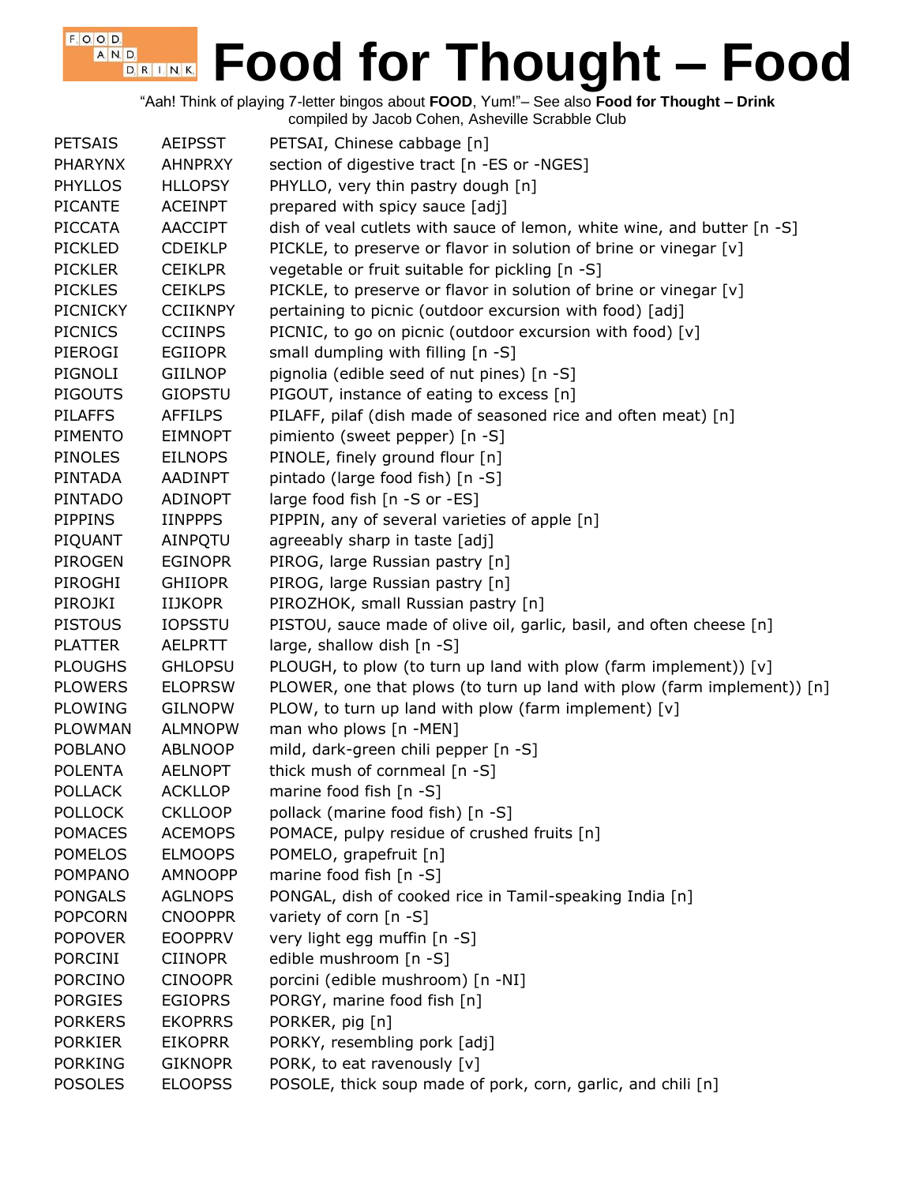# Food for Thought – Food

"Aah! Think of playing 7-letter bingos about **FOOD**, Yum!"– See also **Food for Thought – Drink**
compiled by Jacob Cohen, Asheville Scrabble Club

| | | |
|---|---|---|
| PETSAIS | AEIPSST | PETSAI, Chinese cabbage [n] |
| PHARYNX | AHNPRXY | section of digestive tract [n -ES or -NGES] |
| PHYLLOS | HLLOPSY | PHYLLO, very thin pastry dough [n] |
| PICANTE | ACEINPT | prepared with spicy sauce [adj] |
| PICCATA | AACCIPT | dish of veal cutlets with sauce of lemon, white wine, and butter [n -S] |
| PICKLED | CDEIKLP | PICKLE, to preserve or flavor in solution of brine or vinegar [v] |
| PICKLER | CEIKLPR | vegetable or fruit suitable for pickling [n -S] |
| PICKLES | CEIKLPS | PICKLE, to preserve or flavor in solution of brine or vinegar [v] |
| PICNICKY | CCIIKNPY | pertaining to picnic (outdoor excursion with food) [adj] |
| PICNICS | CCIINPS | PICNIC, to go on picnic (outdoor excursion with food) [v] |
| PIEROGI | EGIIOPR | small dumpling with filling [n -S] |
| PIGNOLI | GIILNOP | pignolia (edible seed of nut pines) [n -S] |
| PIGOUTS | GIOPSTU | PIGOUT, instance of eating to excess [n] |
| PILAFFS | AFFILPS | PILAFF, pilaf (dish made of seasoned rice and often meat) [n] |
| PIMENTO | EIMNOPT | pimiento (sweet pepper) [n -S] |
| PINOLES | EILNOPS | PINOLE, finely ground flour [n] |
| PINTADA | AADINPT | pintado (large food fish) [n -S] |
| PINTADO | ADINOPT | large food fish [n -S or -ES] |
| PIPPINS | IINPPPS | PIPPIN, any of several varieties of apple [n] |
| PIQUANT | AINPQTU | agreeably sharp in taste [adj] |
| PIROGEN | EGINOPR | PIROG, large Russian pastry [n] |
| PIROGHI | GHIIOPR | PIROG, large Russian pastry [n] |
| PIROJKI | IIJKOPR | PIROZHOK, small Russian pastry [n] |
| PISTOUS | IOPSSTU | PISTOU, sauce made of olive oil, garlic, basil, and often cheese [n] |
| PLATTER | AELPRTT | large, shallow dish [n -S] |
| PLOUGHS | GHLOPSU | PLOUGH, to plow (to turn up land with plow (farm implement)) [v] |
| PLOWERS | ELOPRSW | PLOWER, one that plows (to turn up land with plow (farm implement)) [n] |
| PLOWING | GILNOPW | PLOW, to turn up land with plow (farm implement) [v] |
| PLOWMAN | ALMNOPW | man who plows [n -MEN] |
| POBLANO | ABLNOOP | mild, dark-green chili pepper [n -S] |
| POLENTA | AELNOPT | thick mush of cornmeal [n -S] |
| POLLACK | ACKLLOP | marine food fish [n -S] |
| POLLOCK | CKLLOOP | pollack (marine food fish) [n -S] |
| POMACES | ACEMOPS | POMACE, pulpy residue of crushed fruits [n] |
| POMELOS | ELMOOPS | POMELO, grapefruit [n] |
| POMPANO | AMNOOPP | marine food fish [n -S] |
| PONGALS | AGLNOPS | PONGAL, dish of cooked rice in Tamil-speaking India [n] |
| POPCORN | CNOOPPR | variety of corn [n -S] |
| POPOVER | EOOPPRV | very light egg muffin [n -S] |
| PORCINI | CIINOPR | edible mushroom [n -S] |
| PORCINO | CINOOPR | porcini (edible mushroom) [n -NI] |
| PORGIES | EGIOPRS | PORGY, marine food fish [n] |
| PORKERS | EKOPRRS | PORKER, pig [n] |
| PORKIER | EIKOPRR | PORKY, resembling pork [adj] |
| PORKING | GIKNOPR | PORK, to eat ravenously [v] |
| POSOLES | ELOOPSS | POSOLE, thick soup made of pork, corn, garlic, and chili [n] |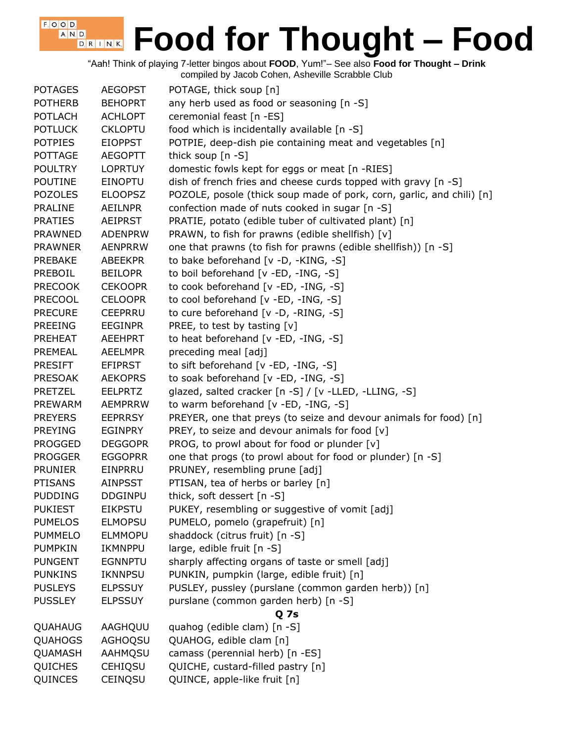# Food for Thought – Food

"Aah! Think of playing 7-letter bingos about **FOOD**, Yum!"– See also **Food for Thought – Drink**
compiled by Jacob Cohen, Asheville Scrabble Club

| | | |
|---|---|---|
| POTAGES | AEGOPST | POTAGE, thick soup [n] |
| POTHERB | BEHOPRT | any herb used as food or seasoning [n -S] |
| POTLACH | ACHLOPT | ceremonial feast [n -ES] |
| POTLUCK | CKLOPTU | food which is incidentally available [n -S] |
| POTPIES | EIOPPST | POTPIE, deep-dish pie containing meat and vegetables [n] |
| POTTAGE | AEGOPTT | thick soup [n -S] |
| POULTRY | LOPRTUY | domestic fowls kept for eggs or meat [n -RIES] |
| POUTINE | EINOPTU | dish of french fries and cheese curds topped with gravy [n -S] |
| POZOLES | ELOOPSZ | POZOLE, posole (thick soup made of pork, corn, garlic, and chili) [n] |
| PRALINE | AEILNPR | confection made of nuts cooked in sugar [n -S] |
| PRATIES | AEIPRST | PRATIE, potato (edible tuber of cultivated plant) [n] |
| PRAWNED | ADENPRW | PRAWN, to fish for prawns (edible shellfish) [v] |
| PRAWNER | AENPRRW | one that prawns (to fish for prawns (edible shellfish)) [n -S] |
| PREBAKE | ABEEKPR | to bake beforehand [v -D, -KING, -S] |
| PREBOIL | BEILOPR | to boil beforehand [v -ED, -ING, -S] |
| PRECOOK | CEKOOPR | to cook beforehand [v -ED, -ING, -S] |
| PRECOOL | CELOOPR | to cool beforehand [v -ED, -ING, -S] |
| PRECURE | CEEPRRU | to cure beforehand [v -D, -RING, -S] |
| PREEING | EEGINPR | PREE, to test by tasting [v] |
| PREHEAT | AEEHPRT | to heat beforehand [v -ED, -ING, -S] |
| PREMEAL | AEELMPR | preceding meal [adj] |
| PRESIFT | EFIPRST | to sift beforehand [v -ED, -ING, -S] |
| PRESOAK | AEKOPRS | to soak beforehand [v -ED, -ING, -S] |
| PRETZEL | EELPRTZ | glazed, salted cracker [n -S] / [v -LLED, -LLING, -S] |
| PREWARM | AEMPRRW | to warm beforehand [v -ED, -ING, -S] |
| PREYERS | EEPRRSY | PREYER, one that preys (to seize and devour animals for food) [n] |
| PREYING | EGINPRY | PREY, to seize and devour animals for food [v] |
| PROGGED | DEGGOPR | PROG, to prowl about for food or plunder [v] |
| PROGGER | EGGOPRR | one that progs (to prowl about for food or plunder) [n -S] |
| PRUNIER | EINPRRU | PRUNEY, resembling prune [adj] |
| PTISANS | AINPSST | PTISAN, tea of herbs or barley [n] |
| PUDDING | DDGINPU | thick, soft dessert [n -S] |
| PUKIEST | EIKPSTU | PUKEY, resembling or suggestive of vomit [adj] |
| PUMELOS | ELMOPSU | PUMELO, pomelo (grapefruit) [n] |
| PUMMELO | ELMMOPU | shaddock (citrus fruit) [n -S] |
| PUMPKIN | IKMNPPU | large, edible fruit [n -S] |
| PUNGENT | EGNNPTU | sharply affecting organs of taste or smell [adj] |
| PUNKINS | IKNNPSU | PUNKIN, pumpkin (large, edible fruit) [n] |
| PUSLEYS | ELPSSUY | PUSLEY, pussley (purslane (common garden herb)) [n] |
| PUSSLEY | ELPSSUY | purslane (common garden herb) [n -S] |
| | | **Q 7s** |
| QUAHAUG | AAGHQUU | quahog (edible clam) [n -S] |
| QUAHOGS | AGHOQSU | QUAHOG, edible clam [n] |
| QUAMASH | AAHMQSU | camass (perennial herb) [n -ES] |
| QUICHES | CEHIQSU | QUICHE, custard-filled pastry [n] |
| QUINCES | CEINQSU | QUINCE, apple-like fruit [n] |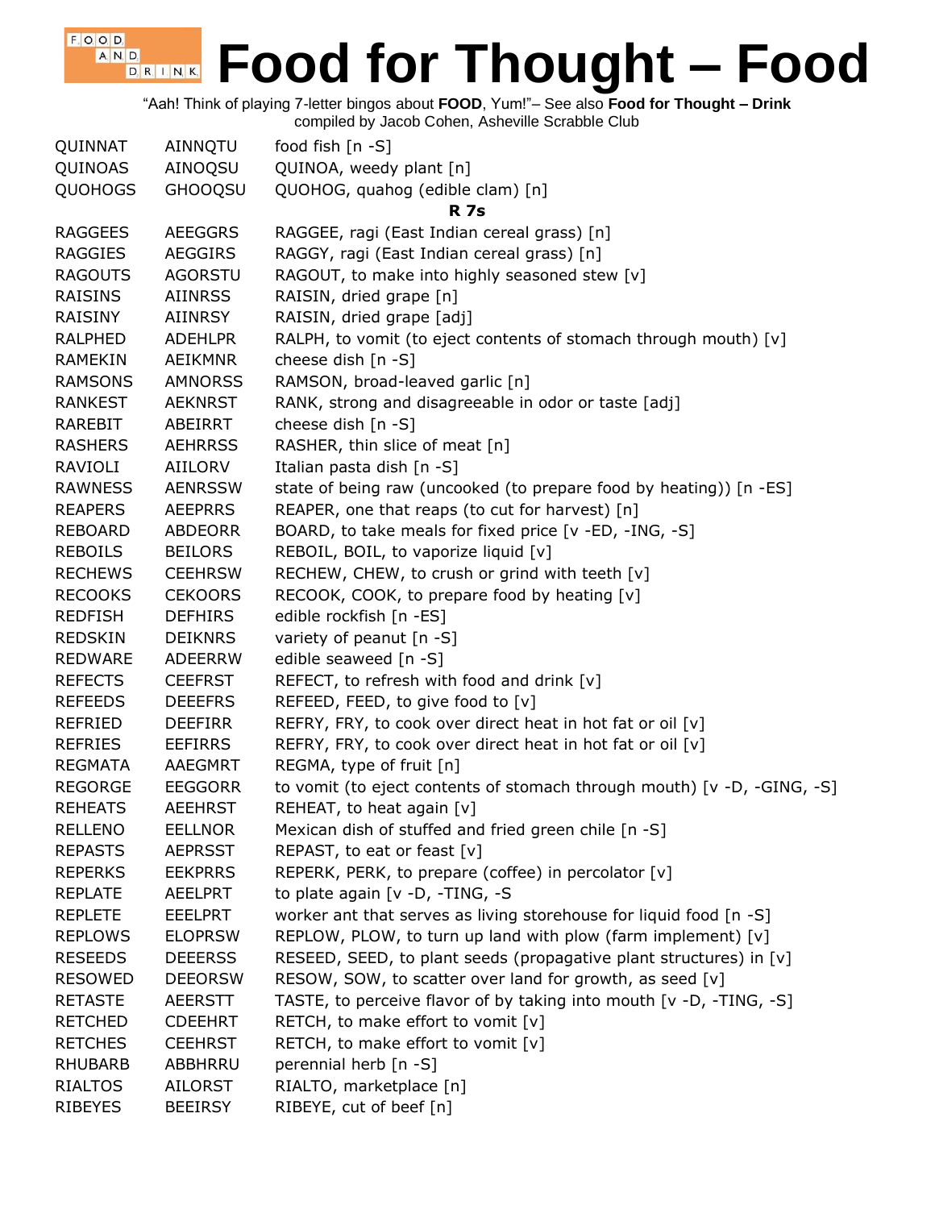# Food for Thought – Food

"Aah! Think of playing 7-letter bingos about **FOOD**, Yum!"– See also **Food for Thought – Drink**
compiled by Jacob Cohen, Asheville Scrabble Club

| | | |
|---|---|---|
| QUINNAT | AINNQTU | food fish [n -S] |
| QUINOAS | AINOQSU | QUINOA, weedy plant [n] |
| QUOHOGS | GHOOQSU | QUOHOG, quahog (edible clam) [n] |
| | | **R 7s** |
| RAGGEES | AEEGGRS | RAGGEE, ragi (East Indian cereal grass) [n] |
| RAGGIES | AEGGIRS | RAGGY, ragi (East Indian cereal grass) [n] |
| RAGOUTS | AGORSTU | RAGOUT, to make into highly seasoned stew [v] |
| RAISINS | AIINRSS | RAISIN, dried grape [n] |
| RAISINY | AIINRSY | RAISIN, dried grape [adj] |
| RALPHED | ADEHLPR | RALPH, to vomit (to eject contents of stomach through mouth) [v] |
| RAMEKIN | AEIKMNR | cheese dish [n -S] |
| RAMSONS | AMNORSS | RAMSON, broad-leaved garlic [n] |
| RANKEST | AEKNRST | RANK, strong and disagreeable in odor or taste [adj] |
| RAREBIT | ABEIRRT | cheese dish [n -S] |
| RASHERS | AEHRRSS | RASHER, thin slice of meat [n] |
| RAVIOLI | AIILORV | Italian pasta dish [n -S] |
| RAWNESS | AENRSSW | state of being raw (uncooked (to prepare food by heating)) [n -ES] |
| REAPERS | AEEPRRS | REAPER, one that reaps (to cut for harvest) [n] |
| REBOARD | ABDEORR | BOARD, to take meals for fixed price [v -ED, -ING, -S] |
| REBOILS | BEILORS | REBOIL, BOIL, to vaporize liquid [v] |
| RECHEWS | CEEHRSW | RECHEW, CHEW, to crush or grind with teeth [v] |
| RECOOKS | CEKOORS | RECOOK, COOK, to prepare food by heating [v] |
| REDFISH | DEFHIRS | edible rockfish [n -ES] |
| REDSKIN | DEIKNRS | variety of peanut [n -S] |
| REDWARE | ADEERRW | edible seaweed [n -S] |
| REFECTS | CEEFRST | REFECT, to refresh with food and drink [v] |
| REFEEDS | DEEEFRS | REFEED, FEED, to give food to [v] |
| REFRIED | DEEFIRR | REFRY, FRY, to cook over direct heat in hot fat or oil [v] |
| REFRIES | EEFIRRS | REFRY, FRY, to cook over direct heat in hot fat or oil [v] |
| REGMATA | AAEGMRT | REGMA, type of fruit [n] |
| REGORGE | EEGGORR | to vomit (to eject contents of stomach through mouth) [v -D, -GING, -S] |
| REHEATS | AEEHRST | REHEAT, to heat again [v] |
| RELLENO | EELLNOR | Mexican dish of stuffed and fried green chile [n -S] |
| REPASTS | AEPRSST | REPAST, to eat or feast [v] |
| REPERKS | EEKPRRS | REPERK, PERK, to prepare (coffee) in percolator [v] |
| REPLATE | AEELPRT | to plate again [v -D, -TING, -S |
| REPLETE | EEELPRT | worker ant that serves as living storehouse for liquid food [n -S] |
| REPLOWS | ELOPRSW | REPLOW, PLOW, to turn up land with plow (farm implement) [v] |
| RESEEDS | DEEERSS | RESEED, SEED, to plant seeds (propagative plant structures) in [v] |
| RESOWED | DEEORSW | RESOW, SOW, to scatter over land for growth, as seed [v] |
| RETASTE | AEERSTT | TASTE, to perceive flavor of by taking into mouth [v -D, -TING, -S] |
| RETCHED | CDEEHRT | RETCH, to make effort to vomit [v] |
| RETCHES | CEEHRST | RETCH, to make effort to vomit [v] |
| RHUBARB | ABBHRRU | perennial herb [n -S] |
| RIALTOS | AILORST | RIALTO, marketplace [n] |
| RIBEYES | BEEIRSY | RIBEYE, cut of beef [n] |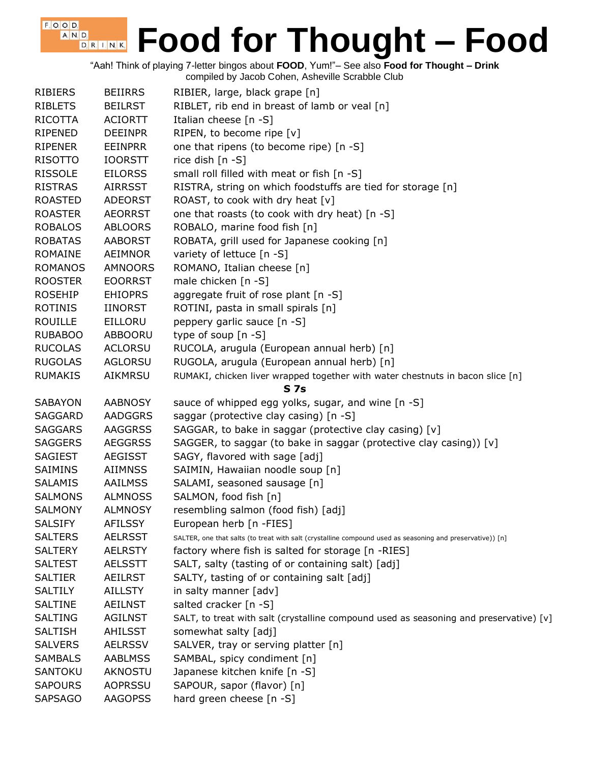# Food for Thought – Food

"Aah! Think of playing 7-letter bingos about **FOOD**, Yum!"– See also **Food for Thought – Drink**
compiled by Jacob Cohen, Asheville Scrabble Club

| | | |
|---|---|---|
| RIBIERS | BEIIRRS | RIBIER, large, black grape [n] |
| RIBLETS | BEILRST | RIBLET, rib end in breast of lamb or veal [n] |
| RICOTTA | ACIORTT | Italian cheese [n -S] |
| RIPENED | DEEINPR | RIPEN, to become ripe [v] |
| RIPENER | EEINPRR | one that ripens (to become ripe) [n -S] |
| RISOTTO | IOORSTT | rice dish [n -S] |
| RISSOLE | EILORSS | small roll filled with meat or fish [n -S] |
| RISTRAS | AIRRSST | RISTRA, string on which foodstuffs are tied for storage [n] |
| ROASTED | ADEORST | ROAST, to cook with dry heat [v] |
| ROASTER | AEORRST | one that roasts (to cook with dry heat) [n -S] |
| ROBALOS | ABLOORS | ROBALO, marine food fish [n] |
| ROBATAS | AABORST | ROBATA, grill used for Japanese cooking [n] |
| ROMAINE | AEIMNOR | variety of lettuce [n -S] |
| ROMANOS | AMNOORS | ROMANO, Italian cheese [n] |
| ROOSTER | EOORRST | male chicken [n -S] |
| ROSEHIP | EHIOPRS | aggregate fruit of rose plant [n -S] |
| ROTINIS | IINORST | ROTINI, pasta in small spirals [n] |
| ROUILLE | EILLORU | peppery garlic sauce [n -S] |
| RUBABOO | ABBOORU | type of soup [n -S] |
| RUCOLAS | ACLORSU | RUCOLA, arugula (European annual herb) [n] |
| RUGOLAS | AGLORSU | RUGOLA, arugula (European annual herb) [n] |
| RUMAKIS | AIKMRSU | RUMAKI, chicken liver wrapped together with water chestnuts in bacon slice [n] |
| | **S 7s** | |
| SABAYON | AABNOSY | sauce of whipped egg yolks, sugar, and wine [n -S] |
| SAGGARD | AADGGRS | saggar (protective clay casing) [n -S] |
| SAGGARS | AAGGRSS | SAGGAR, to bake in saggar (protective clay casing) [v] |
| SAGGERS | AEGGRSS | SAGGER, to saggar (to bake in saggar (protective clay casing)) [v] |
| SAGIEST | AEGISST | SAGY, flavored with sage [adj] |
| SAIMINS | AIIMNSS | SAIMIN, Hawaiian noodle soup [n] |
| SALAMIS | AAILMSS | SALAMI, seasoned sausage [n] |
| SALMONS | ALMNOSS | SALMON, food fish [n] |
| SALMONY | ALMNOSY | resembling salmon (food fish) [adj] |
| SALSIFY | AFILSSY | European herb [n -FIES] |
| SALTERS | AELRSST | SALTER, one that salts (to treat with salt (crystalline compound used as seasoning and preservative)) [n] |
| SALTERY | AELRSTY | factory where fish is salted for storage [n -RIES] |
| SALTEST | AELSSTT | SALT, salty (tasting of or containing salt) [adj] |
| SALTIER | AEILRST | SALTY, tasting of or containing salt [adj] |
| SALTILY | AILLSTY | in salty manner [adv] |
| SALTINE | AEILNST | salted cracker [n -S] |
| SALTING | AGILNST | SALT, to treat with salt (crystalline compound used as seasoning and preservative) [v] |
| SALTISH | AHILSST | somewhat salty [adj] |
| SALVERS | AELRSSV | SALVER, tray or serving platter [n] |
| SAMBALS | AABLMSS | SAMBAL, spicy condiment [n] |
| SANTOKU | AKNOSTU | Japanese kitchen knife [n -S] |
| SAPOURS | AOPRSSU | SAPOUR, sapor (flavor) [n] |
| SAPSAGO | AAGOPSS | hard green cheese [n -S] |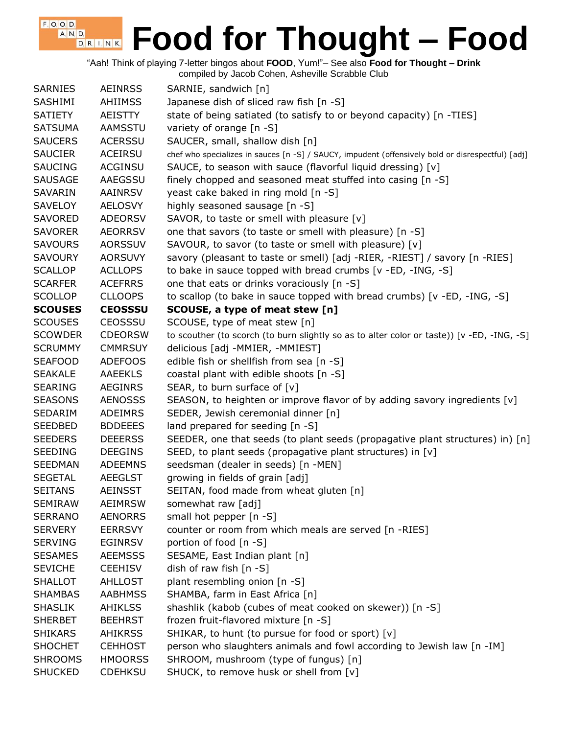# Food for Thought – Food

"Aah! Think of playing 7-letter bingos about **FOOD**, Yum!"– See also **Food for Thought – Drink**
compiled by Jacob Cohen, Asheville Scrabble Club

| | | |
|---|---|---|
| SARNIES | AEINRSS | SARNIE, sandwich [n] |
| SASHIMI | AHIIMSS | Japanese dish of sliced raw fish [n -S] |
| SATIETY | AEISTTY | state of being satiated (to satisfy to or beyond capacity) [n -TIES] |
| SATSUMA | AAMSSTU | variety of orange [n -S] |
| SAUCERS | ACERSSU | SAUCER, small, shallow dish [n] |
| SAUCIER | ACEIRSU | chef who specializes in sauces [n -S] / SAUCY, impudent (offensively bold or disrespectful) [adj] |
| SAUCING | ACGINSU | SAUCE, to season with sauce (flavorful liquid dressing) [v] |
| SAUSAGE | AAEGSSU | finely chopped and seasoned meat stuffed into casing [n -S] |
| SAVARIN | AAINRSV | yeast cake baked in ring mold [n -S] |
| SAVELOY | AELOSVY | highly seasoned sausage [n -S] |
| SAVORED | ADEORSV | SAVOR, to taste or smell with pleasure [v] |
| SAVORER | AEORRSV | one that savors (to taste or smell with pleasure) [n -S] |
| SAVOURS | AORSSUV | SAVOUR, to savor (to taste or smell with pleasure) [v] |
| SAVOURY | AORSUVY | savory (pleasant to taste or smell) [adj -RIER, -RIEST] / savory [n -RIES] |
| SCALLOP | ACLLOPS | to bake in sauce topped with bread crumbs [v -ED, -ING, -S] |
| SCARFER | ACEFRRS | one that eats or drinks voraciously [n -S] |
| SCOLLOP | CLLOOPS | to scallop (to bake in sauce topped with bread crumbs) [v -ED, -ING, -S] |
| **SCOUSES** | **CEOSSSU** | **SCOUSE, a type of meat stew [n]** |
| SCOUSES | CEOSSSU | SCOUSE, type of meat stew [n] |
| SCOWDER | CDEORSW | to scouther (to scorch (to burn slightly so as to alter color or taste)) [v -ED, -ING, -S] |
| SCRUMMY | CMMRSUY | delicious [adj -MMIER, -MMIEST] |
| SEAFOOD | ADEFOOS | edible fish or shellfish from sea [n -S] |
| SEAKALE | AAEEKLS | coastal plant with edible shoots [n -S] |
| SEARING | AEGINRS | SEAR, to burn surface of [v] |
| SEASONS | AENOSSS | SEASON, to heighten or improve flavor of by adding savory ingredients [v] |
| SEDARIM | ADEIMRS | SEDER, Jewish ceremonial dinner [n] |
| SEEDBED | BDDEEES | land prepared for seeding [n -S] |
| SEEDERS | DEEERSS | SEEDER, one that seeds (to plant seeds (propagative plant structures) in) [n] |
| SEEDING | DEEGINS | SEED, to plant seeds (propagative plant structures) in [v] |
| SEEDMAN | ADEEMNS | seedsman (dealer in seeds) [n -MEN] |
| SEGETAL | AEEGLST | growing in fields of grain [adj] |
| SEITANS | AEINSST | SEITAN, food made from wheat gluten [n] |
| SEMIRAW | AEIMRSW | somewhat raw [adj] |
| SERRANO | AENORRS | small hot pepper [n -S] |
| SERVERY | EERRSVY | counter or room from which meals are served [n -RIES] |
| SERVING | EGINRSV | portion of food [n -S] |
| SESAMES | AEEMSSS | SESAME, East Indian plant [n] |
| SEVICHE | CEEHISV | dish of raw fish [n -S] |
| SHALLOT | AHLLOST | plant resembling onion [n -S] |
| SHAMBAS | AABHMSS | SHAMBA, farm in East Africa [n] |
| SHASLIK | AHIKLSS | shashlik (kabob (cubes of meat cooked on skewer)) [n -S] |
| SHERBET | BEEHRST | frozen fruit-flavored mixture [n -S] |
| SHIKARS | AHIKRSS | SHIKAR, to hunt (to pursue for food or sport) [v] |
| SHOCHET | CEHHOST | person who slaughters animals and fowl according to Jewish law [n -IM] |
| SHROOMS | HMOORSS | SHROOM, mushroom (type of fungus) [n] |
| SHUCKED | CDEHKSU | SHUCK, to remove husk or shell from [v] |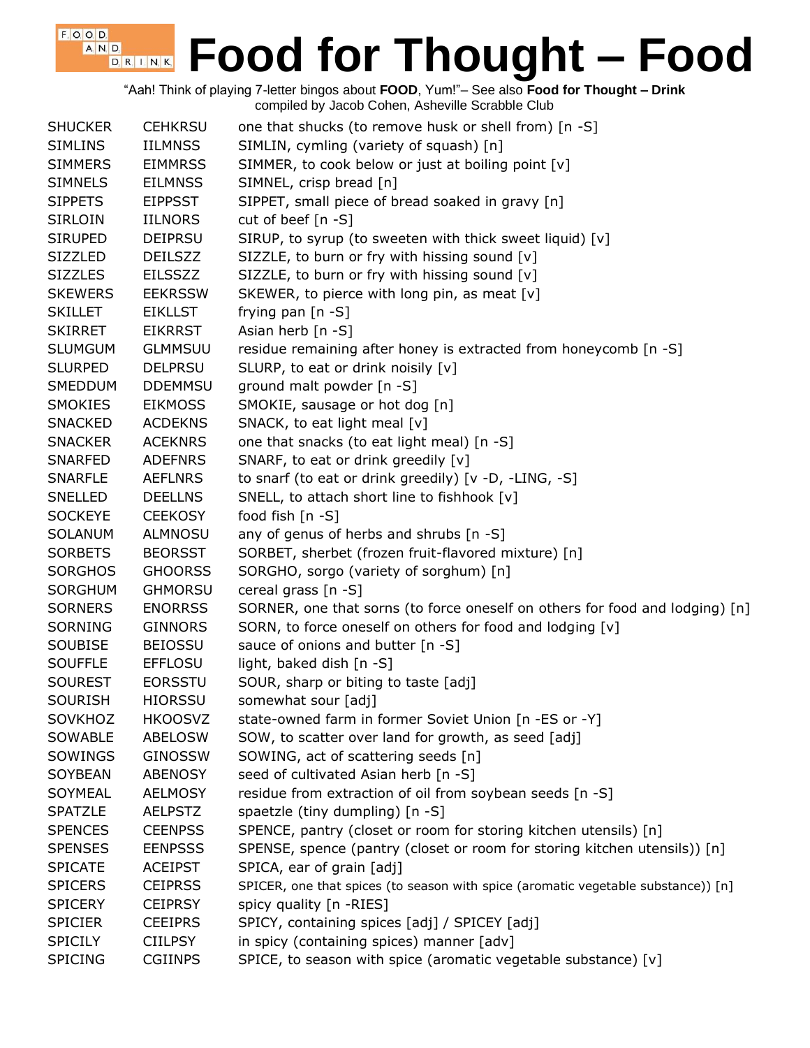# Food for Thought – Food

"Aah! Think of playing 7-letter bingos about **FOOD**, Yum!"– See also **Food for Thought – Drink**
compiled by Jacob Cohen, Asheville Scrabble Club

| | | |
|---|---|---|
| SHUCKER | CEHKRSU | one that shucks (to remove husk or shell from) [n -S] |
| SIMLINS | IILMNSS | SIMLIN, cymling (variety of squash) [n] |
| SIMMERS | EIMMRSS | SIMMER, to cook below or just at boiling point [v] |
| SIMNELS | EILMNSS | SIMNEL, crisp bread [n] |
| SIPPETS | EIPPSST | SIPPET, small piece of bread soaked in gravy [n] |
| SIRLOIN | IILNORS | cut of beef [n -S] |
| SIRUPED | DEIPRSU | SIRUP, to syrup (to sweeten with thick sweet liquid) [v] |
| SIZZLED | DEILSZZ | SIZZLE, to burn or fry with hissing sound [v] |
| SIZZLES | EILSSZZ | SIZZLE, to burn or fry with hissing sound [v] |
| SKEWERS | EEKRSSW | SKEWER, to pierce with long pin, as meat [v] |
| SKILLET | EIKLLST | frying pan [n -S] |
| SKIRRET | EIKRRST | Asian herb [n -S] |
| SLUMGUM | GLMMSUU | residue remaining after honey is extracted from honeycomb [n -S] |
| SLURPED | DELPRSU | SLURP, to eat or drink noisily [v] |
| SMEDDUM | DDEMMSU | ground malt powder [n -S] |
| SMOKIES | EIKMOSS | SMOKIE, sausage or hot dog [n] |
| SNACKED | ACDEKNS | SNACK, to eat light meal [v] |
| SNACKER | ACEKNRS | one that snacks (to eat light meal) [n -S] |
| SNARFED | ADEFNRS | SNARF, to eat or drink greedily [v] |
| SNARFLE | AEFLNRS | to snarf (to eat or drink greedily) [v -D, -LING, -S] |
| SNELLED | DEELLNS | SNELL, to attach short line to fishhook [v] |
| SOCKEYE | CEEKOSY | food fish [n -S] |
| SOLANUM | ALMNOSU | any of genus of herbs and shrubs [n -S] |
| SORBETS | BEORSST | SORBET, sherbet (frozen fruit-flavored mixture) [n] |
| SORGHOS | GHOORSS | SORGHO, sorgo (variety of sorghum) [n] |
| SORGHUM | GHMORSU | cereal grass [n -S] |
| SORNERS | ENORRSS | SORNER, one that sorns (to force oneself on others for food and lodging) [n] |
| SORNING | GINNORS | SORN, to force oneself on others for food and lodging [v] |
| SOUBISE | BEIOSSU | sauce of onions and butter [n -S] |
| SOUFFLE | EFFLOSU | light, baked dish [n -S] |
| SOUREST | EORSSTU | SOUR, sharp or biting to taste [adj] |
| SOURISH | HIORSSU | somewhat sour [adj] |
| SOVKHOZ | HKOOSVZ | state-owned farm in former Soviet Union [n -ES or -Y] |
| SOWABLE | ABELOSW | SOW, to scatter over land for growth, as seed [adj] |
| SOWINGS | GINOSSW | SOWING, act of scattering seeds [n] |
| SOYBEAN | ABENOSY | seed of cultivated Asian herb [n -S] |
| SOYMEAL | AELMOSY | residue from extraction of oil from soybean seeds [n -S] |
| SPATZLE | AELPSTZ | spaetzle (tiny dumpling) [n -S] |
| SPENCES | CEENPSS | SPENCE, pantry (closet or room for storing kitchen utensils) [n] |
| SPENSES | EENPSSS | SPENSE, spence (pantry (closet or room for storing kitchen utensils)) [n] |
| SPICATE | ACEIPST | SPICA, ear of grain [adj] |
| SPICERS | CEIPRSS | SPICER, one that spices (to season with spice (aromatic vegetable substance)) [n] |
| SPICERY | CEIPRSY | spicy quality [n -RIES] |
| SPICIER | CEEIPRS | SPICY, containing spices [adj] / SPICEY [adj] |
| SPICILY | CIILPSY | in spicy (containing spices) manner [adv] |
| SPICING | CGIINPS | SPICE, to season with spice (aromatic vegetable substance) [v] |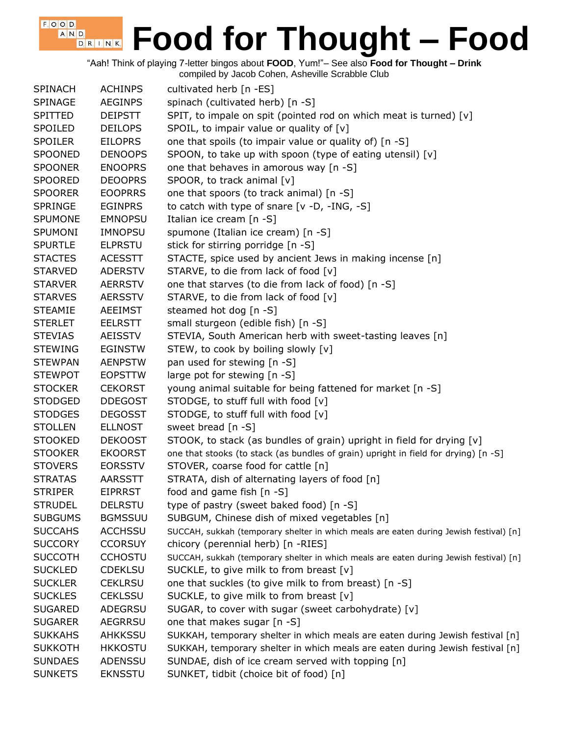# Food for Thought – Food

"Aah! Think of playing 7-letter bingos about **FOOD**, Yum!"– See also **Food for Thought – Drink**
compiled by Jacob Cohen, Asheville Scrabble Club

| | | |
|---|---|---|
| SPINACH | ACHINPS | cultivated herb [n -ES] |
| SPINAGE | AEGINPS | spinach (cultivated herb) [n -S] |
| SPITTED | DEIPSTT | SPIT, to impale on spit (pointed rod on which meat is turned) [v] |
| SPOILED | DEILOPS | SPOIL, to impair value or quality of [v] |
| SPOILER | EILOPRS | one that spoils (to impair value or quality of) [n -S] |
| SPOONED | DENOOPS | SPOON, to take up with spoon (type of eating utensil) [v] |
| SPOONER | ENOOPRS | one that behaves in amorous way [n -S] |
| SPOORED | DEOOPRS | SPOOR, to track animal [v] |
| SPOORER | EOOPRRS | one that spoors (to track animal) [n -S] |
| SPRINGE | EGINPRS | to catch with type of snare [v -D, -ING, -S] |
| SPUMONE | EMNOPSU | Italian ice cream [n -S] |
| SPUMONI | IMNOPSU | spumone (Italian ice cream) [n -S] |
| SPURTLE | ELPRSTU | stick for stirring porridge [n -S] |
| STACTES | ACESSTT | STACTE, spice used by ancient Jews in making incense [n] |
| STARVED | ADERSTV | STARVE, to die from lack of food [v] |
| STARVER | AERRSTV | one that starves (to die from lack of food) [n -S] |
| STARVES | AERSSTV | STARVE, to die from lack of food [v] |
| STEAMIE | AEEIMST | steamed hot dog [n -S] |
| STERLET | EELRSTT | small sturgeon (edible fish) [n -S] |
| STEVIAS | AEISSTV | STEVIA, South American herb with sweet-tasting leaves [n] |
| STEWING | EGINSTW | STEW, to cook by boiling slowly [v] |
| STEWPAN | AENPSTW | pan used for stewing [n -S] |
| STEWPOT | EOPSTTW | large pot for stewing [n -S] |
| STOCKER | CEKORST | young animal suitable for being fattened for market [n -S] |
| STODGED | DDEGOST | STODGE, to stuff full with food [v] |
| STODGES | DEGOSST | STODGE, to stuff full with food [v] |
| STOLLEN | ELLNOST | sweet bread [n -S] |
| STOOKED | DEKOOST | STOOK, to stack (as bundles of grain) upright in field for drying [v] |
| STOOKER | EKOORST | one that stooks (to stack (as bundles of grain) upright in field for drying) [n -S] |
| STOVERS | EORSSTV | STOVER, coarse food for cattle [n] |
| STRATAS | AARSSTT | STRATA, dish of alternating layers of food [n] |
| STRIPER | EIPRRST | food and game fish [n -S] |
| STRUDEL | DELRSTU | type of pastry (sweet baked food) [n -S] |
| SUBGUMS | BGMSSUU | SUBGUM, Chinese dish of mixed vegetables [n] |
| SUCCAHS | ACCHSSU | SUCCAH, sukkah (temporary shelter in which meals are eaten during Jewish festival) [n] |
| SUCCORY | CCORSUY | chicory (perennial herb) [n -RIES] |
| SUCCOTH | CCHOSTU | SUCCAH, sukkah (temporary shelter in which meals are eaten during Jewish festival) [n] |
| SUCKLED | CDEKLSU | SUCKLE, to give milk to from breast [v] |
| SUCKLER | CEKLRSU | one that suckles (to give milk to from breast) [n -S] |
| SUCKLES | CEKLSSU | SUCKLE, to give milk to from breast [v] |
| SUGARED | ADEGRSU | SUGAR, to cover with sugar (sweet carbohydrate) [v] |
| SUGARER | AEGRRSU | one that makes sugar [n -S] |
| SUKKAHS | AHKKSSU | SUKKAH, temporary shelter in which meals are eaten during Jewish festival [n] |
| SUKKOTH | HKKOSTU | SUKKAH, temporary shelter in which meals are eaten during Jewish festival [n] |
| SUNDAES | ADENSSU | SUNDAE, dish of ice cream served with topping [n] |
| SUNKETS | EKNSSTU | SUNKET, tidbit (choice bit of food) [n] |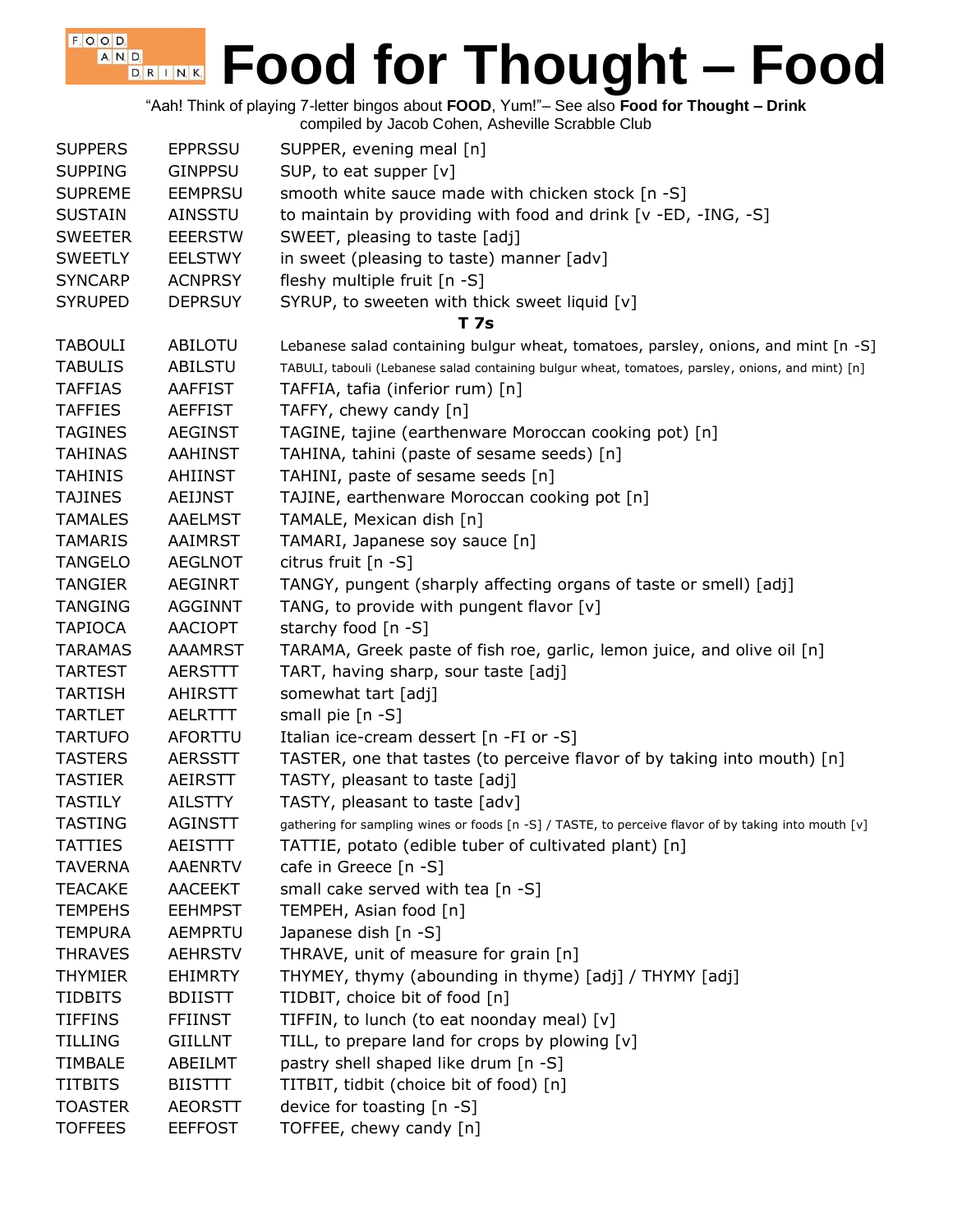# Food for Thought – Food

"Aah! Think of playing 7-letter bingos about **FOOD**, Yum!"– See also **Food for Thought – Drink**
compiled by Jacob Cohen, Asheville Scrabble Club

| | | |
|---|---|---|
| SUPPERS | EPPRSSU | SUPPER, evening meal [n] |
| SUPPING | GINPPSU | SUP, to eat supper [v] |
| SUPREME | EEMPRSU | smooth white sauce made with chicken stock [n -S] |
| SUSTAIN | AINSSTU | to maintain by providing with food and drink [v -ED, -ING, -S] |
| SWEETER | EEERSTW | SWEET, pleasing to taste [adj] |
| SWEETLY | EELSTWY | in sweet (pleasing to taste) manner [adv] |
| SYNCARP | ACNPRSY | fleshy multiple fruit [n -S] |
| SYRUPED | DEPRSUY | SYRUP, to sweeten with thick sweet liquid [v] |
| | | **T 7s** |
| TABOULI | ABILOTU | Lebanese salad containing bulgur wheat, tomatoes, parsley, onions, and mint [n -S] |
| TABULIS | ABILSTU | TABULI, tabouli (Lebanese salad containing bulgur wheat, tomatoes, parsley, onions, and mint) [n] |
| TAFFIAS | AAFFIST | TAFFIA, tafia (inferior rum) [n] |
| TAFFIES | AEFFIST | TAFFY, chewy candy [n] |
| TAGINES | AEGINST | TAGINE, tajine (earthenware Moroccan cooking pot) [n] |
| TAHINAS | AAHINST | TAHINA, tahini (paste of sesame seeds) [n] |
| TAHINIS | AHIINST | TAHINI, paste of sesame seeds [n] |
| TAJINES | AEIJNST | TAJINE, earthenware Moroccan cooking pot [n] |
| TAMALES | AAELMST | TAMALE, Mexican dish [n] |
| TAMARIS | AAIMRST | TAMARI, Japanese soy sauce [n] |
| TANGELO | AEGLNOT | citrus fruit [n -S] |
| TANGIER | AEGINRT | TANGY, pungent (sharply affecting organs of taste or smell) [adj] |
| TANGING | AGGINNT | TANG, to provide with pungent flavor [v] |
| TAPIOCA | AACIOPT | starchy food [n -S] |
| TARAMAS | AAAMRST | TARAMA, Greek paste of fish roe, garlic, lemon juice, and olive oil [n] |
| TARTEST | AERSTTT | TART, having sharp, sour taste [adj] |
| TARTISH | AHIRSTT | somewhat tart [adj] |
| TARTLET | AELRTTT | small pie [n -S] |
| TARTUFO | AFORTTU | Italian ice-cream dessert [n -FI or -S] |
| TASTERS | AERSSTT | TASTER, one that tastes (to perceive flavor of by taking into mouth) [n] |
| TASTIER | AEIRSTT | TASTY, pleasant to taste [adj] |
| TASTILY | AILSTTY | TASTY, pleasant to taste [adv] |
| TASTING | AGINSTT | gathering for sampling wines or foods [n -S] / TASTE, to perceive flavor of by taking into mouth [v] |
| TATTIES | AEISTTT | TATTIE, potato (edible tuber of cultivated plant) [n] |
| TAVERNA | AAENRTV | cafe in Greece [n -S] |
| TEACAKE | AACEEKT | small cake served with tea [n -S] |
| TEMPEHS | EEHMPST | TEMPEH, Asian food [n] |
| TEMPURA | AEMPRTU | Japanese dish [n -S] |
| THRAVES | AEHRSTV | THRAVE, unit of measure for grain [n] |
| THYMIER | EHIMRTY | THYMEY, thymy (abounding in thyme) [adj] / THYMY [adj] |
| TIDBITS | BDIISTT | TIDBIT, choice bit of food [n] |
| TIFFINS | FFIINST | TIFFIN, to lunch (to eat noonday meal) [v] |
| TILLING | GIILLNT | TILL, to prepare land for crops by plowing [v] |
| TIMBALE | ABEILMT | pastry shell shaped like drum [n -S] |
| TITBITS | BIISTTT | TITBIT, tidbit (choice bit of food) [n] |
| TOASTER | AEORSTT | device for toasting [n -S] |
| TOFFEES | EEFFOST | TOFFEE, chewy candy [n] |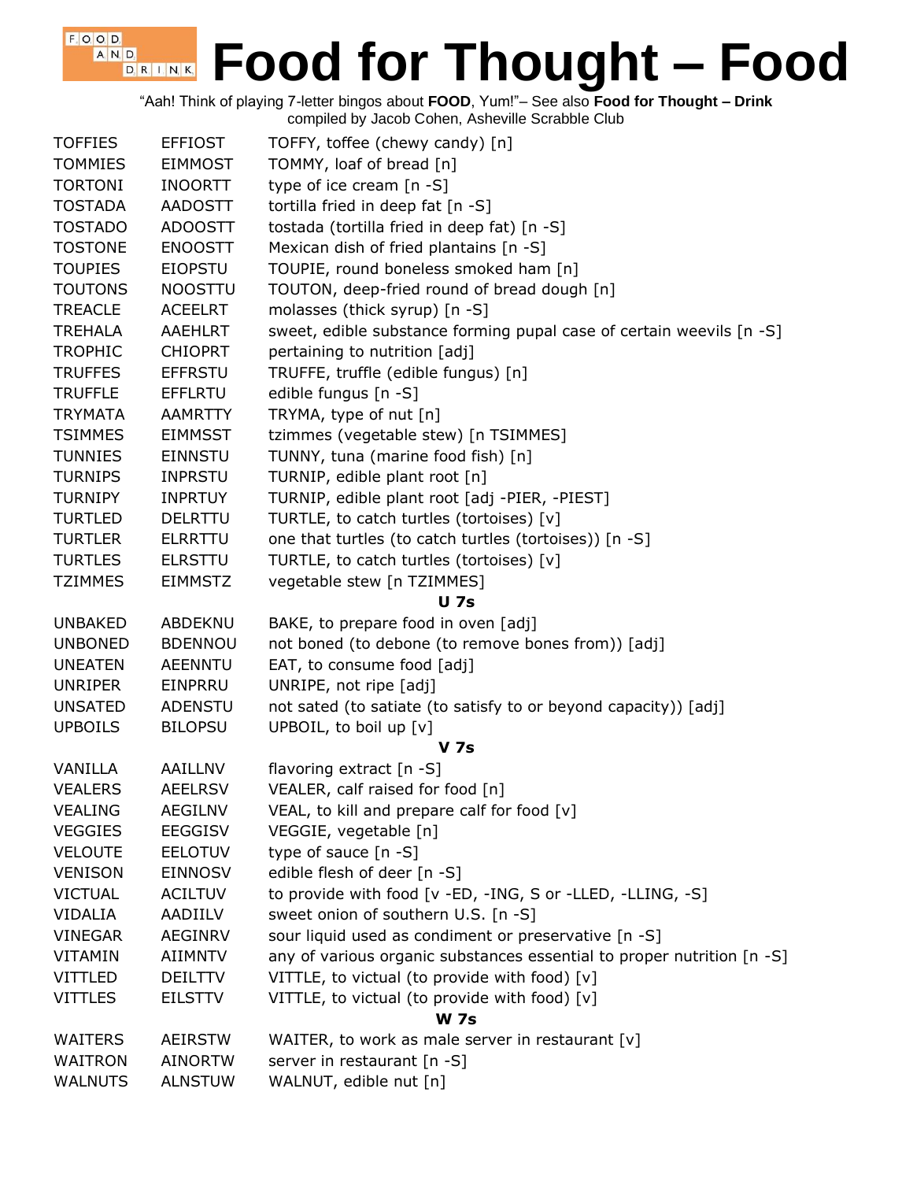# Food for Thought – Food

"Aah! Think of playing 7-letter bingos about **FOOD**, Yum!"– See also **Food for Thought – Drink**
compiled by Jacob Cohen, Asheville Scrabble Club

| | | |
|---|---|---|
| TOFFIES | EFFIOST | TOFFY, toffee (chewy candy) [n] |
| TOMMIES | EIMMOST | TOMMY, loaf of bread [n] |
| TORTONI | INOORTT | type of ice cream [n -S] |
| TOSTADA | AADOSTT | tortilla fried in deep fat [n -S] |
| TOSTADO | ADOOSTT | tostada (tortilla fried in deep fat) [n -S] |
| TOSTONE | ENOOSTT | Mexican dish of fried plantains [n -S] |
| TOUPIES | EIOPSTU | TOUPIE, round boneless smoked ham [n] |
| TOUTONS | NOOSTTU | TOUTON, deep-fried round of bread dough [n] |
| TREACLE | ACEELRT | molasses (thick syrup) [n -S] |
| TREHALA | AAEHLRT | sweet, edible substance forming pupal case of certain weevils [n -S] |
| TROPHIC | CHIOPRT | pertaining to nutrition [adj] |
| TRUFFES | EFFRSTU | TRUFFE, truffle (edible fungus) [n] |
| TRUFFLE | EFFLRTU | edible fungus [n -S] |
| TRYMATA | AAMRTTY | TRYMA, type of nut [n] |
| TSIMMES | EIMMSST | tzimmes (vegetable stew) [n TSIMMES] |
| TUNNIES | EINNSTU | TUNNY, tuna (marine food fish) [n] |
| TURNIPS | INPRSTU | TURNIP, edible plant root [n] |
| TURNIPY | INPRTUY | TURNIP, edible plant root [adj -PIER, -PIEST] |
| TURTLED | DELRTTU | TURTLE, to catch turtles (tortoises) [v] |
| TURTLER | ELRRTTU | one that turtles (to catch turtles (tortoises)) [n -S] |
| TURTLES | ELRSTTU | TURTLE, to catch turtles (tortoises) [v] |
| TZIMMES | EIMMSTZ | vegetable stew [n TZIMMES] |
| | | **U 7s** |
| UNBAKED | ABDEKNU | BAKE, to prepare food in oven [adj] |
| UNBONED | BDENNOU | not boned (to debone (to remove bones from)) [adj] |
| UNEATEN | AEENNTU | EAT, to consume food [adj] |
| UNRIPER | EINPRRU | UNRIPE, not ripe [adj] |
| UNSATED | ADENSTU | not sated (to satiate (to satisfy to or beyond capacity)) [adj] |
| UPBOILS | BILOPSU | UPBOIL, to boil up [v] |
| | | **V 7s** |
| VANILLA | AAILLNV | flavoring extract [n -S] |
| VEALERS | AEELRSV | VEALER, calf raised for food [n] |
| VEALING | AEGILNV | VEAL, to kill and prepare calf for food [v] |
| VEGGIES | EEGGISV | VEGGIE, vegetable [n] |
| VELOUTE | EELOTUV | type of sauce [n -S] |
| VENISON | EINNOSV | edible flesh of deer [n -S] |
| VICTUAL | ACILTUV | to provide with food [v -ED, -ING, S or -LLED, -LLING, -S] |
| VIDALIA | AADIILV | sweet onion of southern U.S. [n -S] |
| VINEGAR | AEGINRV | sour liquid used as condiment or preservative [n -S] |
| VITAMIN | AIIMNTV | any of various organic substances essential to proper nutrition [n -S] |
| VITTLED | DEILTTV | VITTLE, to victual (to provide with food) [v] |
| VITTLES | EILSTTV | VITTLE, to victual (to provide with food) [v] |
| | | **W 7s** |
| WAITERS | AEIRSTW | WAITER, to work as male server in restaurant [v] |
| WAITRON | AINORTW | server in restaurant [n -S] |
| WALNUTS | ALNSTUW | WALNUT, edible nut [n] |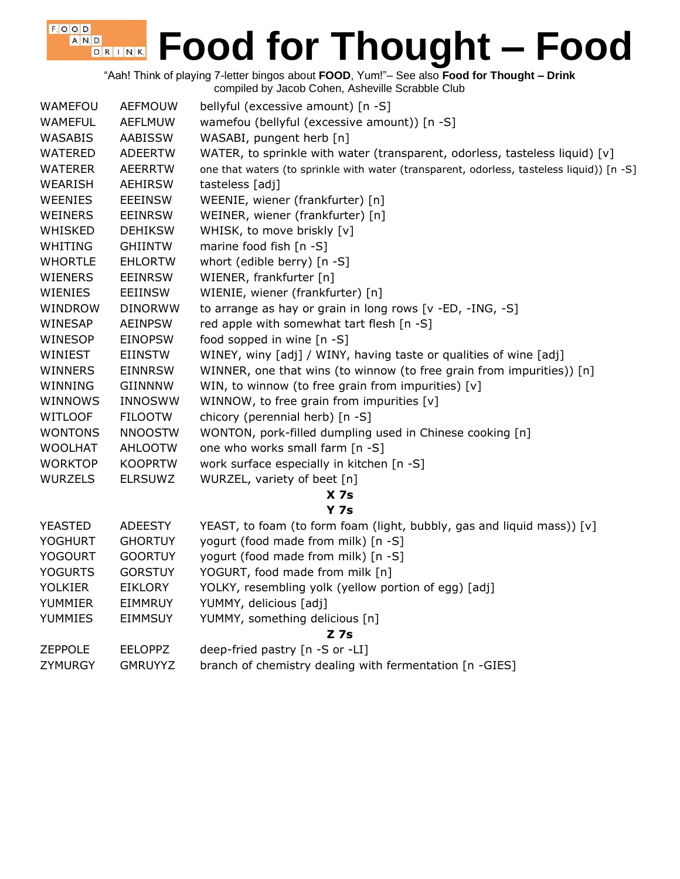# Food for Thought – Food

"Aah! Think of playing 7-letter bingos about **FOOD**, Yum!"– See also **Food for Thought – Drink**
compiled by Jacob Cohen, Asheville Scrabble Club

| | | |
|---|---|---|
| WAMEFOU | AEFMOUW | bellyful (excessive amount) [n -S] |
| WAMEFUL | AEFLMUW | wamefou (bellyful (excessive amount)) [n -S] |
| WASABIS | AABISSW | WASABI, pungent herb [n] |
| WATERED | ADEERTW | WATER, to sprinkle with water (transparent, odorless, tasteless liquid) [v] |
| WATERER | AEERRTW | one that waters (to sprinkle with water (transparent, odorless, tasteless liquid)) [n -S] |
| WEARISH | AEHIRSW | tasteless [adj] |
| WEENIES | EEEINSW | WEENIE, wiener (frankfurter) [n] |
| WEINERS | EEINRSW | WEINER, wiener (frankfurter) [n] |
| WHISKED | DEHIKSW | WHISK, to move briskly [v] |
| WHITING | GHIINTW | marine food fish [n -S] |
| WHORTLE | EHLORTW | whort (edible berry) [n -S] |
| WIENERS | EEINRSW | WIENER, frankfurter [n] |
| WIENIES | EEIINSW | WIENIE, wiener (frankfurter) [n] |
| WINDROW | DINORWW | to arrange as hay or grain in long rows [v -ED, -ING, -S] |
| WINESAP | AEINPSW | red apple with somewhat tart flesh [n -S] |
| WINESOP | EINOPSW | food sopped in wine [n -S] |
| WINIEST | EIINSTW | WINEY, winy [adj] / WINY, having taste or qualities of wine [adj] |
| WINNERS | EINNRSW | WINNER, one that wins (to winnow (to free grain from impurities)) [n] |
| WINNING | GIINNNW | WIN, to winnow (to free grain from impurities) [v] |
| WINNOWS | INNOSWW | WINNOW, to free grain from impurities [v] |
| WITLOOF | FILOOTW | chicory (perennial herb) [n -S] |
| WONTONS | NNOOSTW | WONTON, pork-filled dumpling used in Chinese cooking [n] |
| WOOLHAT | AHLOOTW | one who works small farm [n -S] |
| WORKTOP | KOOPRTW | work surface especially in kitchen [n -S] |
| WURZELS | ELRSUWZ | WURZEL, variety of beet [n] |

**X 7s**

**Y 7s**

| | | |
|---|---|---|
| YEASTED | ADEESTY | YEAST, to foam (to form foam (light, bubbly, gas and liquid mass)) [v] |
| YOGHURT | GHORTUY | yogurt (food made from milk) [n -S] |
| YOGOURT | GOORTUY | yogurt (food made from milk) [n -S] |
| YOGURTS | GORSTUY | YOGURT, food made from milk [n] |
| YOLKIER | EIKLORY | YOLKY, resembling yolk (yellow portion of egg) [adj] |
| YUMMIER | EIMMRUY | YUMMY, delicious [adj] |
| YUMMIES | EIMMSUY | YUMMY, something delicious [n] |

**Z 7s**

| | | |
|---|---|---|
| ZEPPOLE | EELOPPZ | deep-fried pastry [n -S or -LI] |
| ZYMURGY | GMRUYYZ | branch of chemistry dealing with fermentation [n -GIES] |